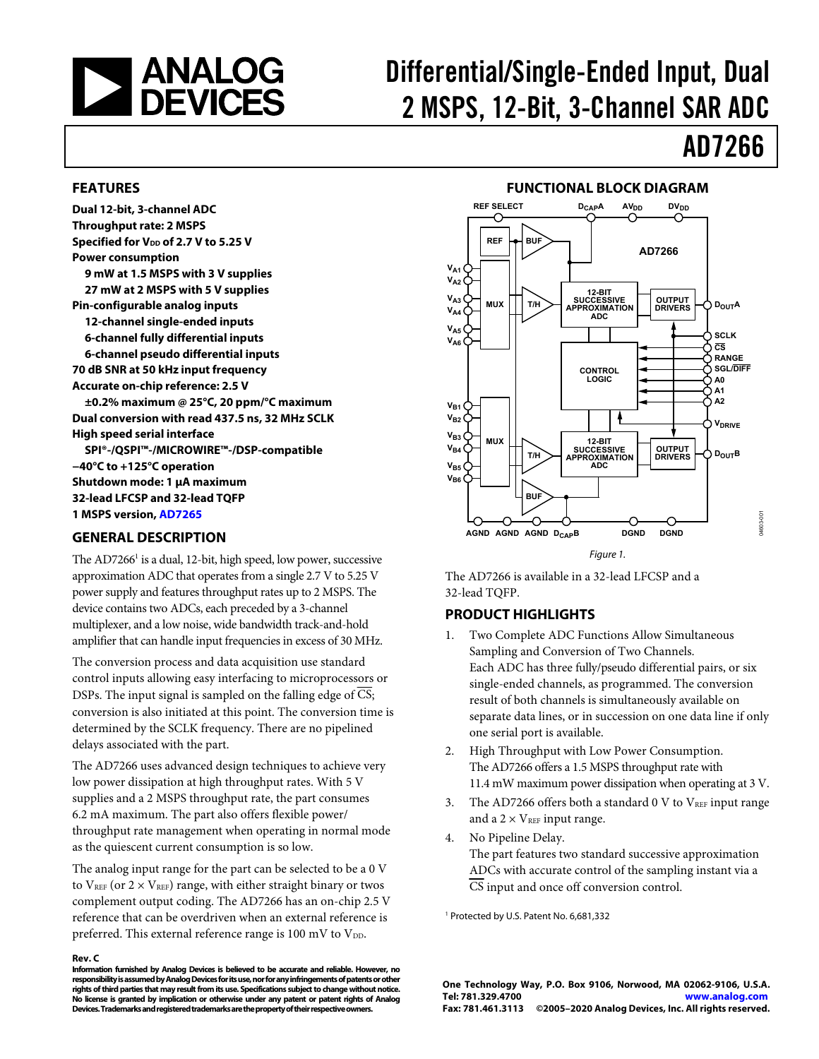# Differential/Single-Ended Input, Dual 2 MSPS, 12-Bit, 3-Channel SAR ADC

# AD7266

## FEATURES

**Dual 12-bit, 3-channel ADC**
**Throughput rate: 2 MSPS**
**Specified for $V_{DD}$ of 2.7 V to 5.25 V**
**Power consumption**
- **9 mW at 1.5 MSPS with 3 V supplies**
- **27 mW at 2 MSPS with 5 V supplies**

**Pin-configurable analog inputs**
- **12-channel single-ended inputs**
- **6-channel fully differential inputs**
- **6-channel pseudo differential inputs**

**70 dB SNR at 50 kHz input frequency**
**Accurate on-chip reference: 2.5 V**
- **±0.2% maximum @ 25°C, 20 ppm/°C maximum**

**Dual conversion with read 437.5 ns, 32 MHz SCLK**
**High speed serial interface**
- **SPI®-/QSPI™-/MICROWIRE™-/DSP-compatible**

**−40°C to +125°C operation**
**Shutdown mode: 1 µA maximum**
**32-lead LFCSP and 32-lead TQFP**
**1 MSPS version, AD7265**

## GENERAL DESCRIPTION

The AD7266[1] is a dual, 12-bit, high speed, low power, successive approximation ADC that operates from a single 2.7 V to 5.25 V power supply and features throughput rates up to 2 MSPS. The device contains two ADCs, each preceded by a 3-channel multiplexer, and a low noise, wide bandwidth track-and-hold amplifier that can handle input frequencies in excess of 30 MHz.

The conversion process and data acquisition use standard control inputs allowing easy interfacing to microprocessors or DSPs. The input signal is sampled on the falling edge of $\overline{CS}$; conversion is also initiated at this point. The conversion time is determined by the SCLK frequency. There are no pipelined delays associated with the part.

The AD7266 uses advanced design techniques to achieve very low power dissipation at high throughput rates. With 5 V supplies and a 2 MSPS throughput rate, the part consumes 6.2 mA maximum. The part also offers flexible power/throughput rate management when operating in normal mode as the quiescent current consumption is so low.

The analog input range for the part can be selected to be a 0 V to $V_{REF}$ (or 2 × $V_{REF}$) range, with either straight binary or twos complement output coding. The AD7266 has an on-chip 2.5 V reference that can be overdriven when an external reference is preferred. This external reference range is 100 mV to $V_{DD}$.

## FUNCTIONAL BLOCK DIAGRAM

Figure 1.

The AD7266 is available in a 32-lead LFCSP and a 32-lead TQFP.

## PRODUCT HIGHLIGHTS

1. Two Complete ADC Functions Allow Simultaneous Sampling and Conversion of Two Channels.
   Each ADC has three fully/pseudo differential pairs, or six single-ended channels, as programmed. The conversion result of both channels is simultaneously available on separate data lines, or in succession on one data line if only one serial port is available.
2. High Throughput with Low Power Consumption.
   The AD7266 offers a 1.5 MSPS throughput rate with 11.4 mW maximum power dissipation when operating at 3 V.
3. The AD7266 offers both a standard 0 V to $V_{REF}$ input range and a 2 × $V_{REF}$ input range.
4. No Pipeline Delay.
   The part features two standard successive approximation ADCs with accurate control of the sampling instant via a $\overline{CS}$ input and once off conversion control.

[1] Protected by U.S. Patent No. 6,681,332

**Rev. C**

**Information furnished by Analog Devices is believed to be accurate and reliable. However, no responsibility is assumed by Analog Devices for its use, nor for any infringements of patents or other rights of third parties that may result from its use. Specifications subject to change without notice. No license is granted by implication or otherwise under any patent or patent rights of Analog Devices. Trademarks and registered trademarks are the property of their respective owners.**

**One Technology Way, P.O. Box 9106, Norwood, MA 02062-9106, U.S.A.**
**Tel: 781.329.4700 www.analog.com**
**Fax: 781.461.3113 ©2005–2020 Analog Devices, Inc. All rights reserved.**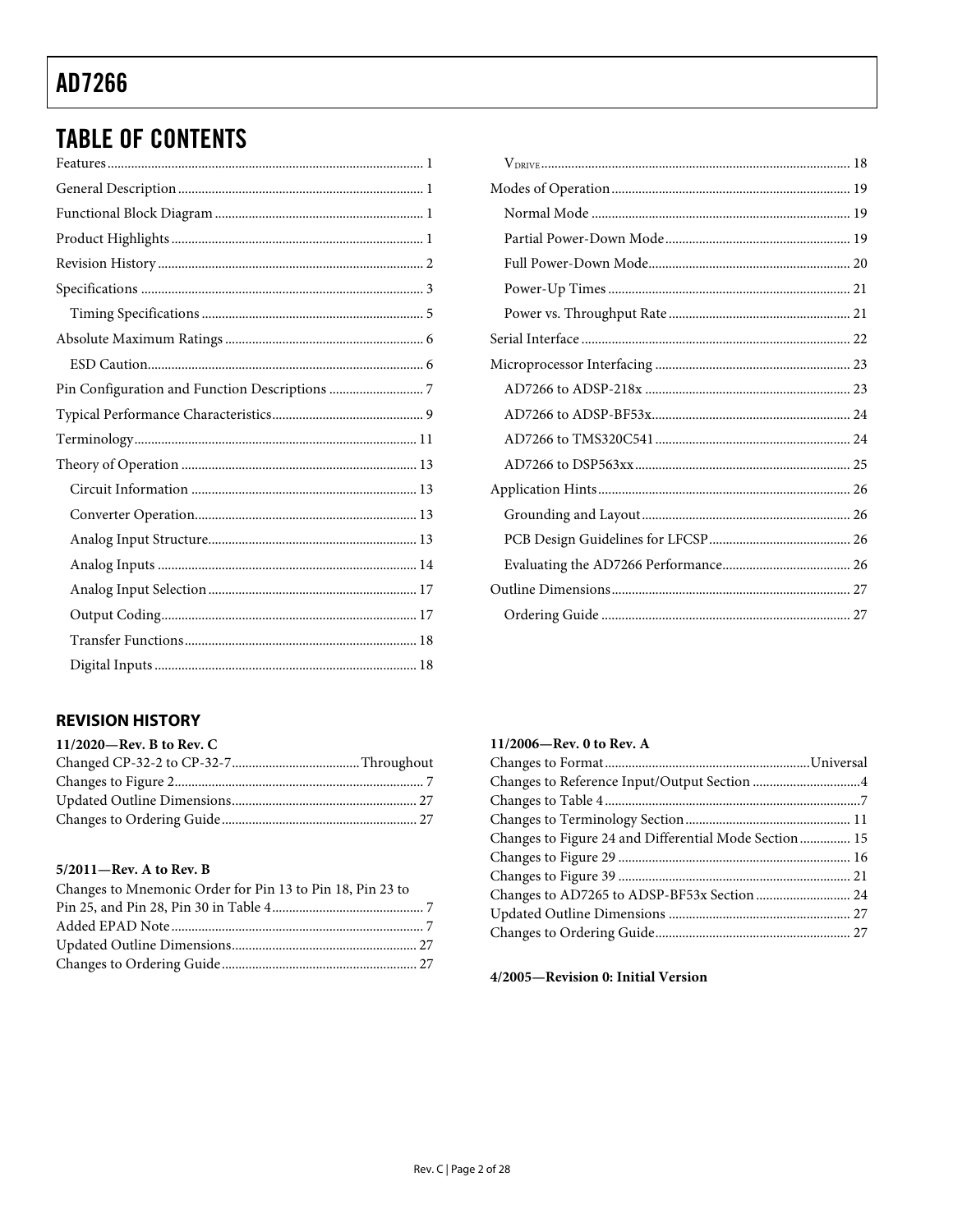## TABLE OF CONTENTS

Features ... 1
General Description ... 1
Functional Block Diagram ... 1
Product Highlights ... 1
Revision History ... 2
Specifications ... 3
  Timing Specifications ... 5
Absolute Maximum Ratings ... 6
  ESD Caution ... 6
Pin Configuration and Function Descriptions ... 7
Typical Performance Characteristics ... 9
Terminology ... 11
Theory of Operation ... 13
  Circuit Information ... 13
  Converter Operation ... 13
  Analog Input Structure ... 13
  Analog Inputs ... 14
  Analog Input Selection ... 17
  Output Coding ... 17
  Transfer Functions ... 18
  Digital Inputs ... 18
  $V_{DRIVE}$ ... 18
Modes of Operation ... 19
  Normal Mode ... 19
  Partial Power-Down Mode ... 19
  Full Power-Down Mode ... 20
  Power-Up Times ... 21
  Power vs. Throughput Rate ... 21
Serial Interface ... 22
Microprocessor Interfacing ... 23
  AD7266 to ADSP-218x ... 23
  AD7266 to ADSP-BF53x ... 24
  AD7266 to TMS320C541 ... 24
  AD7266 to DSP563xx ... 25
Application Hints ... 26
  Grounding and Layout ... 26
  PCB Design Guidelines for LFCSP ... 26
  Evaluating the AD7266 Performance ... 26
Outline Dimensions ... 27
  Ordering Guide ... 27

### REVISION HISTORY

**11/2020—Rev. B to Rev. C**

Changed CP-32-2 to CP-32-7 ... Throughout
Changes to Figure 2 ... 7
Updated Outline Dimensions ... 27
Changes to Ordering Guide ... 27

**5/2011—Rev. A to Rev. B**

Changes to Mnemonic Order for Pin 13 to Pin 18, Pin 23 to Pin 25, and Pin 28, Pin 30 in Table 4 ... 7
Added EPAD Note ... 7
Updated Outline Dimensions ... 27
Changes to Ordering Guide ... 27

**11/2006—Rev. 0 to Rev. A**

Changes to Format ... Universal
Changes to Reference Input/Output Section ... 4
Changes to Table 4 ... 7
Changes to Terminology Section ... 11
Changes to Figure 24 and Differential Mode Section ... 15
Changes to Figure 29 ... 16
Changes to Figure 39 ... 21
Changes to AD7265 to ADSP-BF53x Section ... 24
Updated Outline Dimensions ... 27
Changes to Ordering Guide ... 27

**4/2005—Revision 0: Initial Version**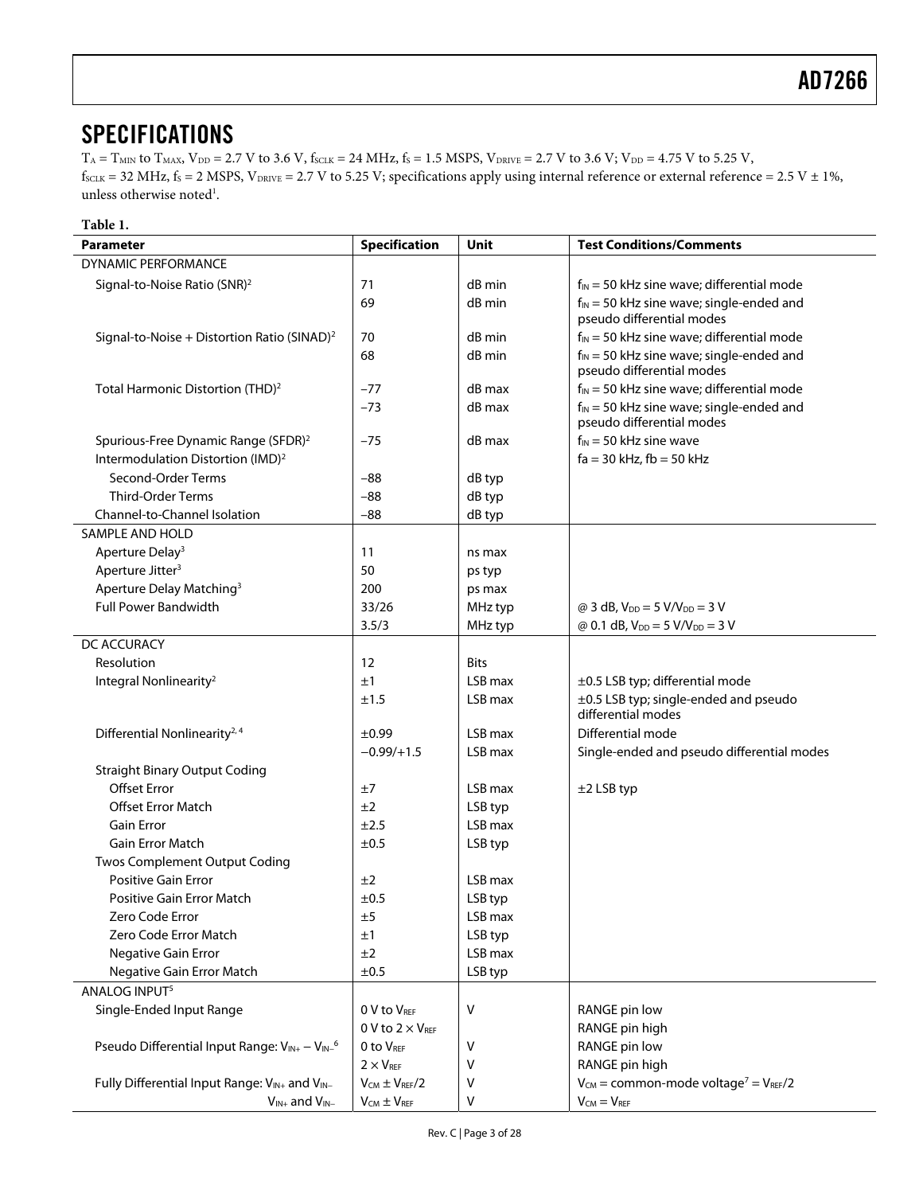# SPECIFICATIONS

$T_A = T_{MIN}$ to $T_{MAX}$, $V_{DD}$ = 2.7 V to 3.6 V, $f_{SCLK}$ = 24 MHz, $f_S$ = 1.5 MSPS, $V_{DRIVE}$ = 2.7 V to 3.6 V; $V_{DD}$ = 4.75 V to 5.25 V, $f_{SCLK}$ = 32 MHz, $f_S$ = 2 MSPS, $V_{DRIVE}$ = 2.7 V to 5.25 V; specifications apply using internal reference or external reference = 2.5 V ± 1%, unless otherwise noted[1].

**Table 1.**

| Parameter | Specification | Unit | Test Conditions/Comments |
|---|---|---|---|
| DYNAMIC PERFORMANCE | | | |
| Signal-to-Noise Ratio (SNR)[2] | 71 | dB min | $f_{IN}$ = 50 kHz sine wave; differential mode |
| | 69 | dB min | $f_{IN}$ = 50 kHz sine wave; single-ended and pseudo differential modes |
| Signal-to-Noise + Distortion Ratio (SINAD)[2] | 70 | dB min | $f_{IN}$ = 50 kHz sine wave; differential mode |
| | 68 | dB min | $f_{IN}$ = 50 kHz sine wave; single-ended and pseudo differential modes |
| Total Harmonic Distortion (THD)[2] | −77 | dB max | $f_{IN}$ = 50 kHz sine wave; differential mode |
| | −73 | dB max | $f_{IN}$ = 50 kHz sine wave; single-ended and pseudo differential modes |
| Spurious-Free Dynamic Range (SFDR)[2] | −75 | dB max | $f_{IN}$ = 50 kHz sine wave |
| Intermodulation Distortion (IMD)[2] | | | fa = 30 kHz, fb = 50 kHz |
| Second-Order Terms | −88 | dB typ | |
| Third-Order Terms | −88 | dB typ | |
| Channel-to-Channel Isolation | −88 | dB typ | |
| SAMPLE AND HOLD | | | |
| Aperture Delay[3] | 11 | ns max | |
| Aperture Jitter[3] | 50 | ps typ | |
| Aperture Delay Matching[3] | 200 | ps max | |
| Full Power Bandwidth | 33/26 | MHz typ | @ 3 dB, $V_{DD}$ = 5 V/$V_{DD}$ = 3 V |
| | 3.5/3 | MHz typ | @ 0.1 dB, $V_{DD}$ = 5 V/$V_{DD}$ = 3 V |
| DC ACCURACY | | | |
| Resolution | 12 | Bits | |
| Integral Nonlinearity[2] | ±1 | LSB max | ±0.5 LSB typ; differential mode |
| | ±1.5 | LSB max | ±0.5 LSB typ; single-ended and pseudo differential modes |
| Differential Nonlinearity[2, 4] | ±0.99 | LSB max | Differential mode |
| | −0.99/+1.5 | LSB max | Single-ended and pseudo differential modes |
| Straight Binary Output Coding | | | |
| Offset Error | ±7 | LSB max | ±2 LSB typ |
| Offset Error Match | ±2 | LSB typ | |
| Gain Error | ±2.5 | LSB max | |
| Gain Error Match | ±0.5 | LSB typ | |
| Twos Complement Output Coding | | | |
| Positive Gain Error | ±2 | LSB max | |
| Positive Gain Error Match | ±0.5 | LSB typ | |
| Zero Code Error | ±5 | LSB max | |
| Zero Code Error Match | ±1 | LSB typ | |
| Negative Gain Error | ±2 | LSB max | |
| Negative Gain Error Match | ±0.5 | LSB typ | |
| ANALOG INPUT[5] | | | |
| Single-Ended Input Range | 0 V to $V_{REF}$ | V | RANGE pin low |
| | 0 V to 2 × $V_{REF}$ | | RANGE pin high |
| Pseudo Differential Input Range: $V_{IN+} - V_{IN-}$[6] | 0 to $V_{REF}$ | V | RANGE pin low |
| | 2 × $V_{REF}$ | V | RANGE pin high |
| Fully Differential Input Range: $V_{IN+}$ and $V_{IN-}$ | $V_{CM} \pm V_{REF}/2$ | V | $V_{CM}$ = common-mode voltage[7] = $V_{REF}/2$ |
| $V_{IN+}$ and $V_{IN-}$ | $V_{CM} \pm V_{REF}$ | V | $V_{CM} = V_{REF}$ |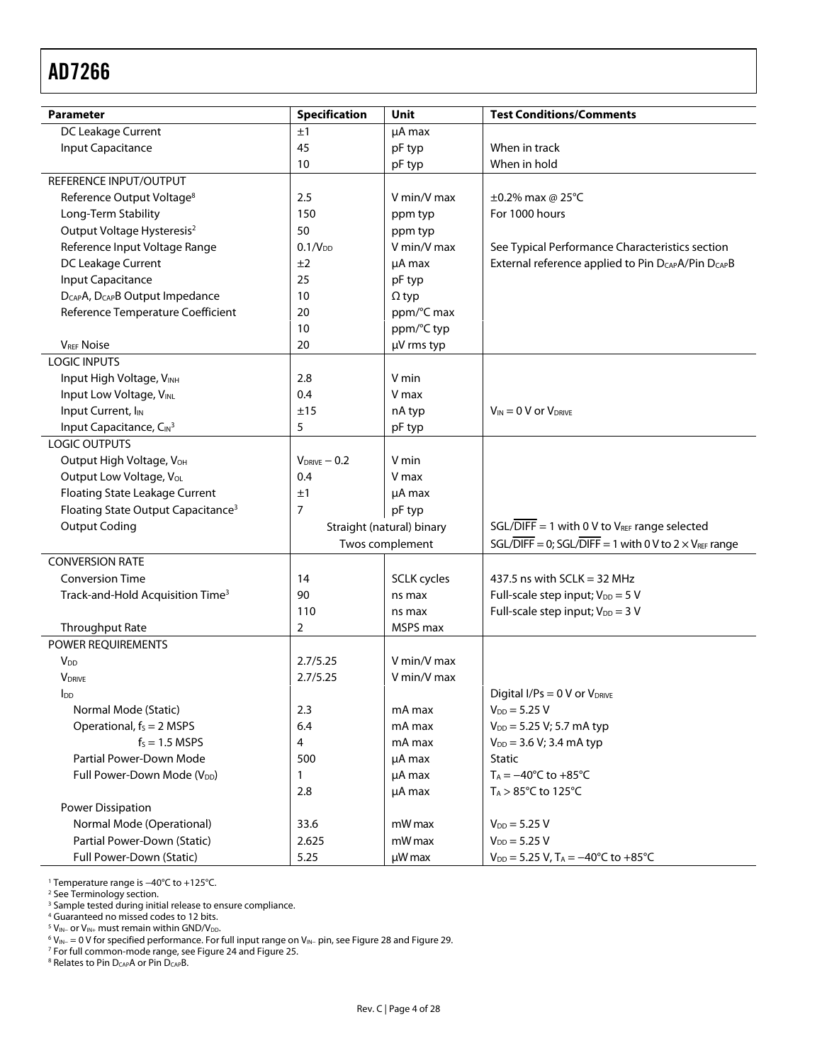| Parameter | Specification | Unit | Test Conditions/Comments |
|---|---|---|---|
| DC Leakage Current | ±1 | μA max | |
| Input Capacitance | 45 | pF typ | When in track |
| | 10 | pF typ | When in hold |
| REFERENCE INPUT/OUTPUT | | | |
| Reference Output Voltage[8] | 2.5 | V min/V max | ±0.2% max @ 25°C |
| Long-Term Stability | 150 | ppm typ | For 1000 hours |
| Output Voltage Hysteresis[2] | 50 | ppm typ | |
| Reference Input Voltage Range | 0.1/$V_{DD}$ | V min/V max | See Typical Performance Characteristics section |
| DC Leakage Current | ±2 | μA max | External reference applied to Pin $D_{CAP}$A/Pin $D_{CAP}$B |
| Input Capacitance | 25 | pF typ | |
| $D_{CAP}$A, $D_{CAP}$B Output Impedance | 10 | Ω typ | |
| Reference Temperature Coefficient | 20 | ppm/°C max | |
| | 10 | ppm/°C typ | |
| $V_{REF}$ Noise | 20 | μV rms typ | |
| LOGIC INPUTS | | | |
| Input High Voltage, $V_{INH}$ | 2.8 | V min | |
| Input Low Voltage, $V_{INL}$ | 0.4 | V max | |
| Input Current, $I_{IN}$ | ±15 | nA typ | $V_{IN}$ = 0 V or $V_{DRIVE}$ |
| Input Capacitance, $C_{IN}$[3] | 5 | pF typ | |
| LOGIC OUTPUTS | | | |
| Output High Voltage, $V_{OH}$ | $V_{DRIVE}$ − 0.2 | V min | |
| Output Low Voltage, $V_{OL}$ | 0.4 | V max | |
| Floating State Leakage Current | ±1 | μA max | |
| Floating State Output Capacitance[3] | 7 | pF typ | |
| Output Coding | Straight (natural) binary | | SGL/$\overline{DIFF}$ = 1 with 0 V to $V_{REF}$ range selected |
| | Twos complement | | SGL/$\overline{DIFF}$ = 0; SGL/$\overline{DIFF}$ = 1 with 0 V to 2 × $V_{REF}$ range |
| CONVERSION RATE | | | |
| Conversion Time | 14 | SCLK cycles | 437.5 ns with SCLK = 32 MHz |
| Track-and-Hold Acquisition Time[3] | 90 | ns max | Full-scale step input; $V_{DD}$ = 5 V |
| | 110 | ns max | Full-scale step input; $V_{DD}$ = 3 V |
| Throughput Rate | 2 | MSPS max | |
| POWER REQUIREMENTS | | | |
| $V_{DD}$ | 2.7/5.25 | V min/V max | |
| $V_{DRIVE}$ | 2.7/5.25 | V min/V max | |
| $I_{DD}$ | | | Digital I/Ps = 0 V or $V_{DRIVE}$ |
| Normal Mode (Static) | 2.3 | mA max | $V_{DD}$ = 5.25 V |
| Operational, $f_S$ = 2 MSPS | 6.4 | mA max | $V_{DD}$ = 5.25 V; 5.7 mA typ |
| $f_S$ = 1.5 MSPS | 4 | mA max | $V_{DD}$ = 3.6 V; 3.4 mA typ |
| Partial Power-Down Mode | 500 | μA max | Static |
| Full Power-Down Mode ($V_{DD}$) | 1 | μA max | $T_A$ = −40°C to +85°C |
| | 2.8 | μA max | $T_A$ > 85°C to 125°C |
| Power Dissipation | | | |
| Normal Mode (Operational) | 33.6 | mW max | $V_{DD}$ = 5.25 V |
| Partial Power-Down (Static) | 2.625 | mW max | $V_{DD}$ = 5.25 V |
| Full Power-Down (Static) | 5.25 | μW max | $V_{DD}$ = 5.25 V, $T_A$ = −40°C to +85°C |

[1] Temperature range is −40°C to +125°C.
[2] See Terminology section.
[3] Sample tested during initial release to ensure compliance.
[4] Guaranteed no missed codes to 12 bits.
[5] $V_{IN-}$ or $V_{IN+}$ must remain within GND/$V_{DD}$.
[6] $V_{IN-}$ = 0 V for specified performance. For full input range on $V_{IN-}$ pin, see Figure 28 and Figure 29.
[7] For full common-mode range, see Figure 24 and Figure 25.
[8] Relates to Pin $D_{CAP}$A or Pin $D_{CAP}$B.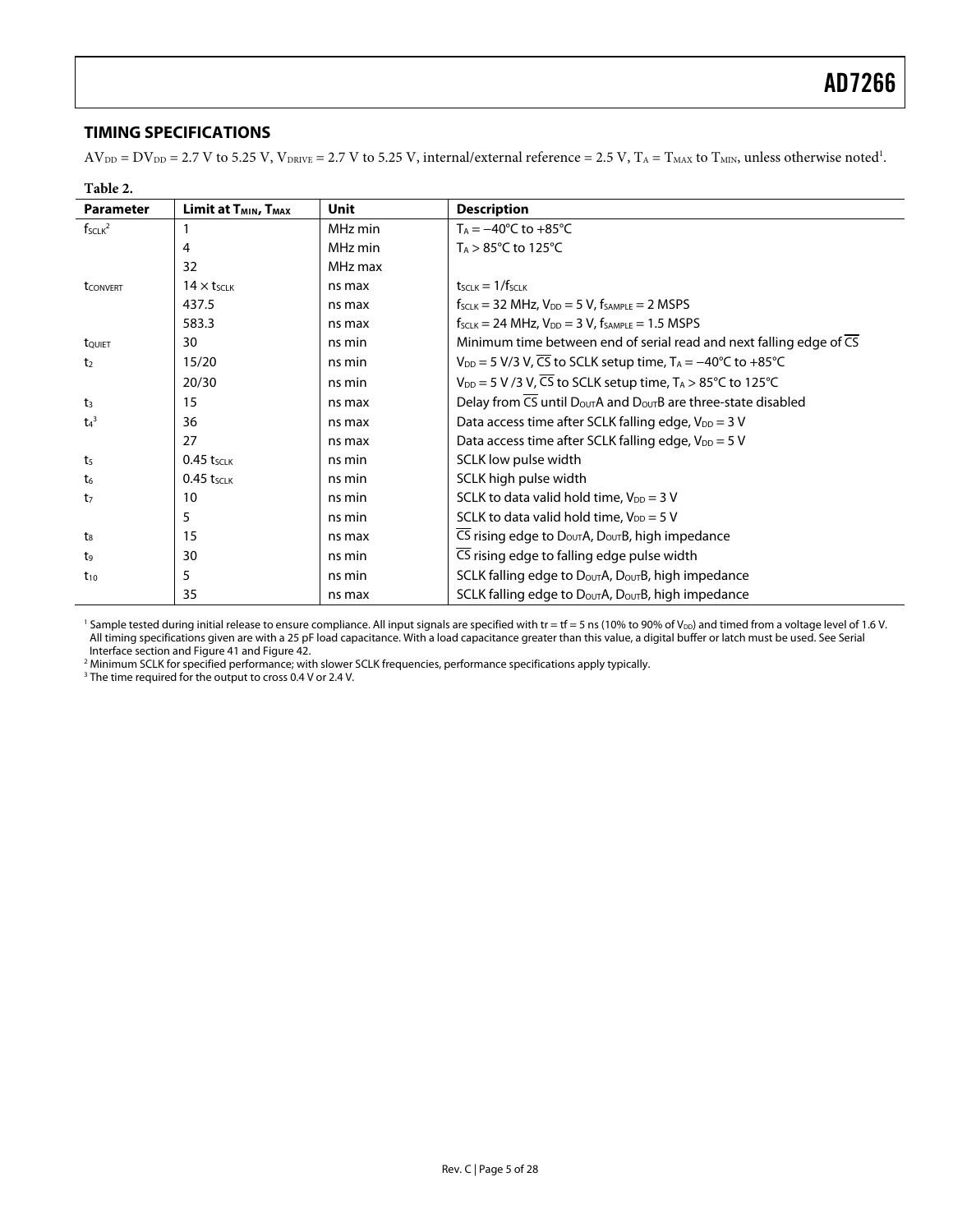## TIMING SPECIFICATIONS

$AV_{DD} = DV_{DD} = 2.7$ V to 5.25 V, $V_{DRIVE} = 2.7$ V to 5.25 V, internal/external reference = 2.5 V, $T_A = T_{MAX}$ to $T_{MIN}$, unless otherwise noted[1].

**Table 2.**

| Parameter | Limit at $T_{MIN}$, $T_{MAX}$ | Unit | Description |
|---|---|---|---|
| $f_{SCLK}$[2] | 1 | MHz min | $T_A = -40°C$ to $+85°C$ |
| | 4 | MHz min | $T_A > 85°C$ to 125°C |
| | 32 | MHz max | |
| $t_{CONVERT}$ | $14 \times t_{SCLK}$ | ns max | $t_{SCLK} = 1/f_{SCLK}$ |
| | 437.5 | ns max | $f_{SCLK} = 32$ MHz, $V_{DD} = 5$ V, $f_{SAMPLE} = 2$ MSPS |
| | 583.3 | ns max | $f_{SCLK} = 24$ MHz, $V_{DD} = 3$ V, $f_{SAMPLE} = 1.5$ MSPS |
| $t_{QUIET}$ | 30 | ns min | Minimum time between end of serial read and next falling edge of $\overline{CS}$ |
| $t_2$ | 15/20 | ns min | $V_{DD} = 5$ V/3 V, $\overline{CS}$ to SCLK setup time, $T_A = -40°C$ to $+85°C$ |
| | 20/30 | ns min | $V_{DD} = 5$ V /3 V, $\overline{CS}$ to SCLK setup time, $T_A > 85°C$ to 125°C |
| $t_3$ | 15 | ns max | Delay from $\overline{CS}$ until $D_{OUT}A$ and $D_{OUT}B$ are three-state disabled |
| $t_4$[3] | 36 | ns max | Data access time after SCLK falling edge, $V_{DD} = 3$ V |
| | 27 | ns max | Data access time after SCLK falling edge, $V_{DD} = 5$ V |
| $t_5$ | $0.45\ t_{SCLK}$ | ns min | SCLK low pulse width |
| $t_6$ | $0.45\ t_{SCLK}$ | ns min | SCLK high pulse width |
| $t_7$ | 10 | ns min | SCLK to data valid hold time, $V_{DD} = 3$ V |
| | 5 | ns min | SCLK to data valid hold time, $V_{DD} = 5$ V |
| $t_8$ | 15 | ns max | $\overline{CS}$ rising edge to $D_{OUT}A$, $D_{OUT}B$, high impedance |
| $t_9$ | 30 | ns min | $\overline{CS}$ rising edge to falling edge pulse width |
| $t_{10}$ | 5 | ns min | SCLK falling edge to $D_{OUT}A$, $D_{OUT}B$, high impedance |
| | 35 | ns max | SCLK falling edge to $D_{OUT}A$, $D_{OUT}B$, high impedance |

[1] Sample tested during initial release to ensure compliance. All input signals are specified with tr = tf = 5 ns (10% to 90% of $V_{DD}$) and timed from a voltage level of 1.6 V. All timing specifications given are with a 25 pF load capacitance. With a load capacitance greater than this value, a digital buffer or latch must be used. See Serial Interface section and Figure 41 and Figure 42.

[2] Minimum SCLK for specified performance; with slower SCLK frequencies, performance specifications apply typically.

[3] The time required for the output to cross 0.4 V or 2.4 V.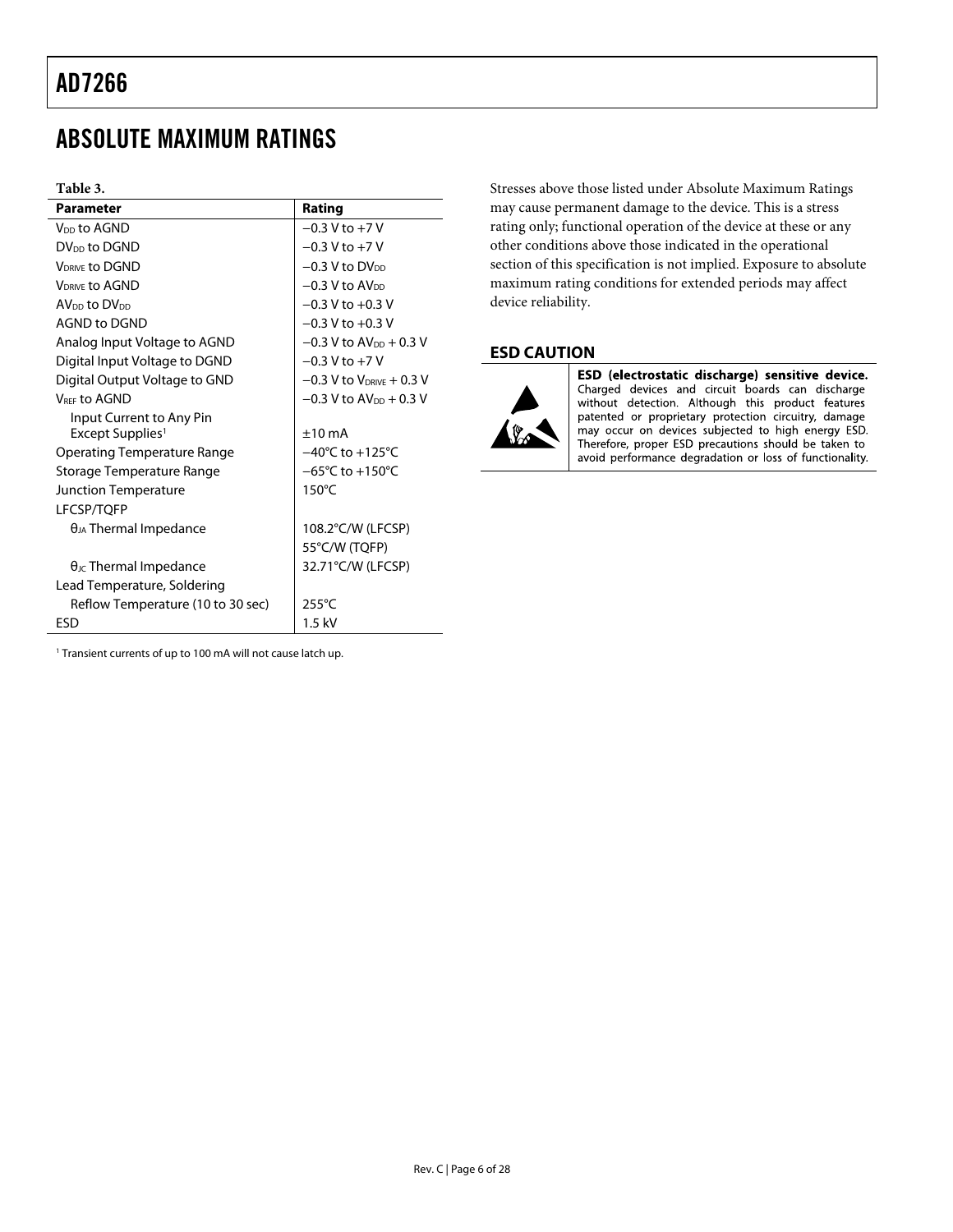# ABSOLUTE MAXIMUM RATINGS

**Table 3.**

| Parameter | Rating |
|---|---|
| $V_{DD}$ to AGND | −0.3 V to +7 V |
| $DV_{DD}$ to DGND | −0.3 V to +7 V |
| $V_{DRIVE}$ to DGND | −0.3 V to $DV_{DD}$ |
| $V_{DRIVE}$ to AGND | −0.3 V to $AV_{DD}$ |
| $AV_{DD}$ to $DV_{DD}$ | −0.3 V to +0.3 V |
| AGND to DGND | −0.3 V to +0.3 V |
| Analog Input Voltage to AGND | −0.3 V to $AV_{DD}$ + 0.3 V |
| Digital Input Voltage to DGND | −0.3 V to +7 V |
| Digital Output Voltage to GND | −0.3 V to $V_{DRIVE}$ + 0.3 V |
| $V_{REF}$ to AGND | −0.3 V to $AV_{DD}$ + 0.3 V |
| Input Current to Any Pin Except Supplies[1] | ±10 mA |
| Operating Temperature Range | −40°C to +125°C |
| Storage Temperature Range | −65°C to +150°C |
| Junction Temperature | 150°C |
| LFCSP/TQFP | |
| $\theta_{JA}$ Thermal Impedance | 108.2°C/W (LFCSP) |
| | 55°C/W (TQFP) |
| $\theta_{JC}$ Thermal Impedance | 32.71°C/W (LFCSP) |
| Lead Temperature, Soldering | |
| Reflow Temperature (10 to 30 sec) | 255°C |
| ESD | 1.5 kV |

[1] Transient currents of up to 100 mA will not cause latch up.

Stresses above those listed under Absolute Maximum Ratings may cause permanent damage to the device. This is a stress rating only; functional operation of the device at these or any other conditions above those indicated in the operational section of this specification is not implied. Exposure to absolute maximum rating conditions for extended periods may affect device reliability.

## ESD CAUTION

**ESD (electrostatic discharge) sensitive device.** Charged devices and circuit boards can discharge without detection. Although this product features patented or proprietary protection circuitry, damage may occur on devices subjected to high energy ESD. Therefore, proper ESD precautions should be taken to avoid performance degradation or loss of functionality.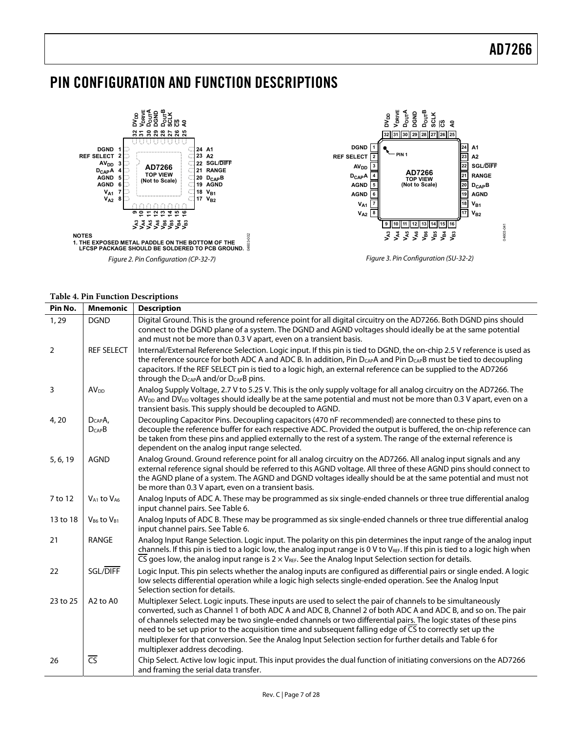# PIN CONFIGURATION AND FUNCTION DESCRIPTIONS

NOTES
1. THE EXPOSED METAL PADDLE ON THE BOTTOM OF THE LFCSP PACKAGE SHOULD BE SOLDERED TO PCB GROUND.

*Figure 2. Pin Configuration (CP-32-7)*

*Figure 3. Pin Configuration (SU-32-2)*

**Table 4. Pin Function Descriptions**

| Pin No. | Mnemonic | Description |
|---|---|---|
| 1, 29 | DGND | Digital Ground. This is the ground reference point for all digital circuitry on the AD7266. Both DGND pins should connect to the DGND plane of a system. The DGND and AGND voltages should ideally be at the same potential and must not be more than 0.3 V apart, even on a transient basis. |
| 2 | REF SELECT | Internal/External Reference Selection. Logic input. If this pin is tied to DGND, the on-chip 2.5 V reference is used as the reference source for both ADC A and ADC B. In addition, Pin $D_{CAP}A$ and Pin $D_{CAP}B$ must be tied to decoupling capacitors. If the REF SELECT pin is tied to a logic high, an external reference can be supplied to the AD7266 through the $D_{CAP}A$ and/or $D_{CAP}B$ pins. |
| 3 | $AV_{DD}$ | Analog Supply Voltage, 2.7 V to 5.25 V. This is the only supply voltage for all analog circuitry on the AD7266. The $AV_{DD}$ and $DV_{DD}$ voltages should ideally be at the same potential and must not be more than 0.3 V apart, even on a transient basis. This supply should be decoupled to AGND. |
| 4, 20 | $D_{CAP}A$, $D_{CAP}B$ | Decoupling Capacitor Pins. Decoupling capacitors (470 nF recommended) are connected to these pins to decouple the reference buffer for each respective ADC. Provided the output is buffered, the on-chip reference can be taken from these pins and applied externally to the rest of a system. The range of the external reference is dependent on the analog input range selected. |
| 5, 6, 19 | AGND | Analog Ground. Ground reference point for all analog circuitry on the AD7266. All analog input signals and any external reference signal should be referred to this AGND voltage. All three of these AGND pins should connect to the AGND plane of a system. The AGND and DGND voltages ideally should be at the same potential and must not be more than 0.3 V apart, even on a transient basis. |
| 7 to 12 | $V_{A1}$ to $V_{A6}$ | Analog Inputs of ADC A. These may be programmed as six single-ended channels or three true differential analog input channel pairs. See Table 6. |
| 13 to 18 | $V_{B6}$ to $V_{B1}$ | Analog Inputs of ADC B. These may be programmed as six single-ended channels or three true differential analog input channel pairs. See Table 6. |
| 21 | RANGE | Analog Input Range Selection. Logic input. The polarity on this pin determines the input range of the analog input channels. If this pin is tied to a logic low, the analog input range is 0 V to $V_{REF}$. If this pin is tied to a logic high when $\overline{CS}$ goes low, the analog input range is $2 \times V_{REF}$. See the Analog Input Selection section for details. |
| 22 | SGL/$\overline{DIFF}$ | Logic Input. This pin selects whether the analog inputs are configured as differential pairs or single ended. A logic low selects differential operation while a logic high selects single-ended operation. See the Analog Input Selection section for details. |
| 23 to 25 | A2 to A0 | Multiplexer Select. Logic inputs. These inputs are used to select the pair of channels to be simultaneously converted, such as Channel 1 of both ADC A and ADC B, Channel 2 of both ADC A and ADC B, and so on. The pair of channels selected may be two single-ended channels or two differential pairs. The logic states of these pins need to be set up prior to the acquisition time and subsequent falling edge of $\overline{CS}$ to correctly set up the multiplexer for that conversion. See the Analog Input Selection section for further details and Table 6 for multiplexer address decoding. |
| 26 | $\overline{CS}$ | Chip Select. Active low logic input. This input provides the dual function of initiating conversions on the AD7266 and framing the serial data transfer. |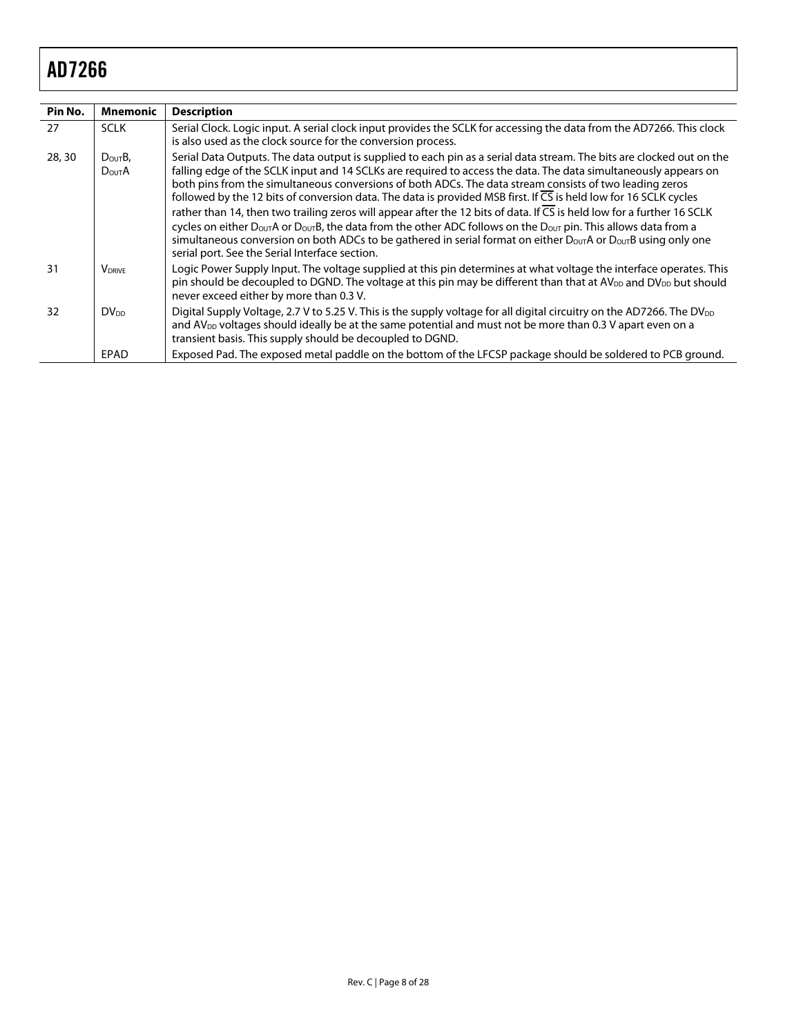| Pin No. | Mnemonic | Description |
|---|---|---|
| 27 | SCLK | Serial Clock. Logic input. A serial clock input provides the SCLK for accessing the data from the AD7266. This clock is also used as the clock source for the conversion process. |
| 28, 30 | $D_{OUT}B$, $D_{OUT}A$ | Serial Data Outputs. The data output is supplied to each pin as a serial data stream. The bits are clocked out on the falling edge of the SCLK input and 14 SCLKs are required to access the data. The data simultaneously appears on both pins from the simultaneous conversions of both ADCs. The data stream consists of two leading zeros followed by the 12 bits of conversion data. The data is provided MSB first. If $\overline{CS}$ is held low for 16 SCLK cycles rather than 14, then two trailing zeros will appear after the 12 bits of data. If $\overline{CS}$ is held low for a further 16 SCLK cycles on either $D_{OUT}A$ or $D_{OUT}B$, the data from the other ADC follows on the $D_{OUT}$ pin. This allows data from a simultaneous conversion on both ADCs to be gathered in serial format on either $D_{OUT}A$ or $D_{OUT}B$ using only one serial port. See the Serial Interface section. |
| 31 | $V_{DRIVE}$ | Logic Power Supply Input. The voltage supplied at this pin determines at what voltage the interface operates. This pin should be decoupled to DGND. The voltage at this pin may be different than that at $AV_{DD}$ and $DV_{DD}$ but should never exceed either by more than 0.3 V. |
| 32 | $DV_{DD}$ | Digital Supply Voltage, 2.7 V to 5.25 V. This is the supply voltage for all digital circuitry on the AD7266. The $DV_{DD}$ and $AV_{DD}$ voltages should ideally be at the same potential and must not be more than 0.3 V apart even on a transient basis. This supply should be decoupled to DGND. |
| | EPAD | Exposed Pad. The exposed metal paddle on the bottom of the LFCSP package should be soldered to PCB ground. |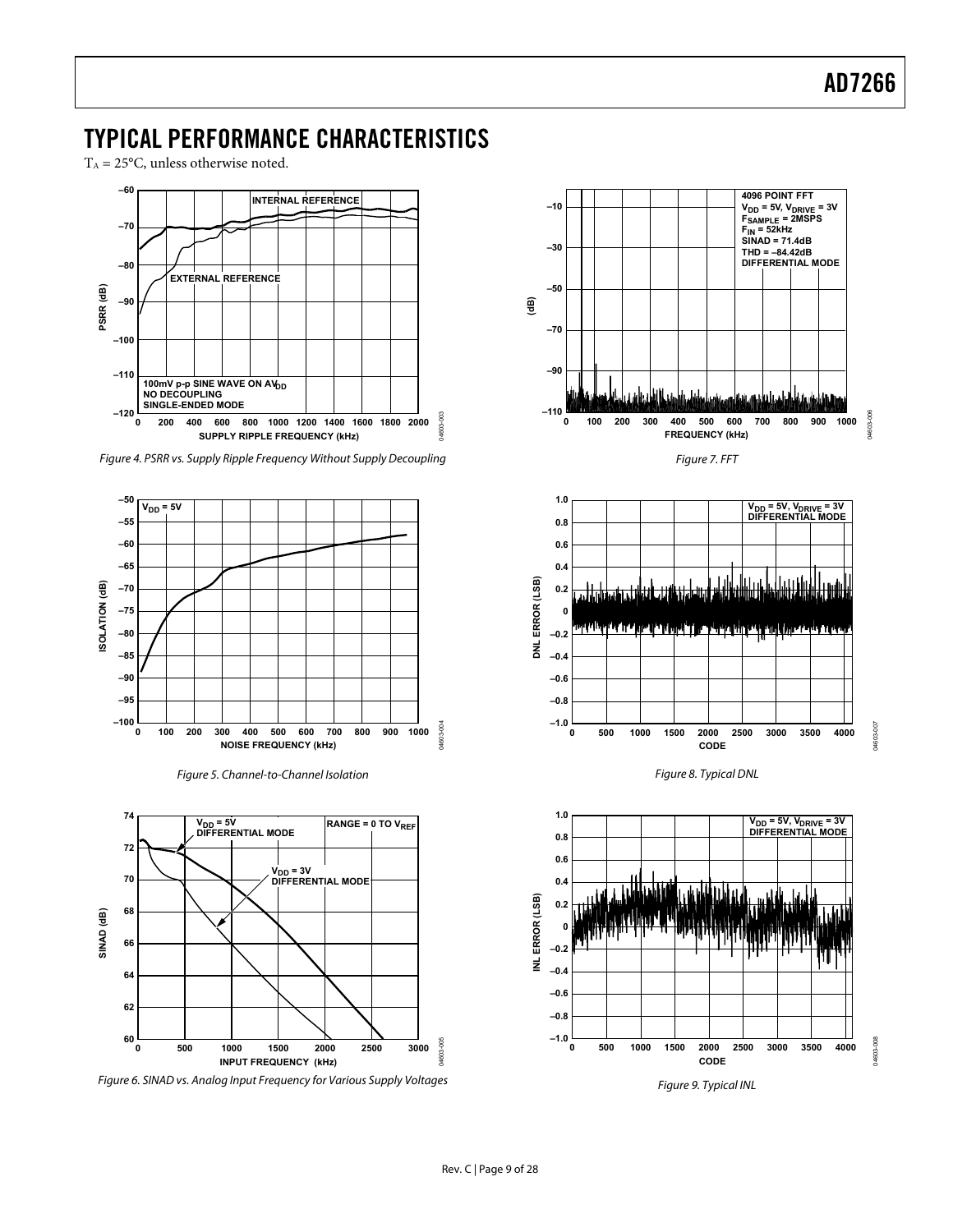# TYPICAL PERFORMANCE CHARACTERISTICS

$T_A$ = 25°C, unless otherwise noted.

Figure 4. PSRR vs. Supply Ripple Frequency Without Supply Decoupling

Figure 5. Channel-to-Channel Isolation

Figure 6. SINAD vs. Analog Input Frequency for Various Supply Voltages

Figure 7. FFT

Figure 8. Typical DNL

Figure 9. Typical INL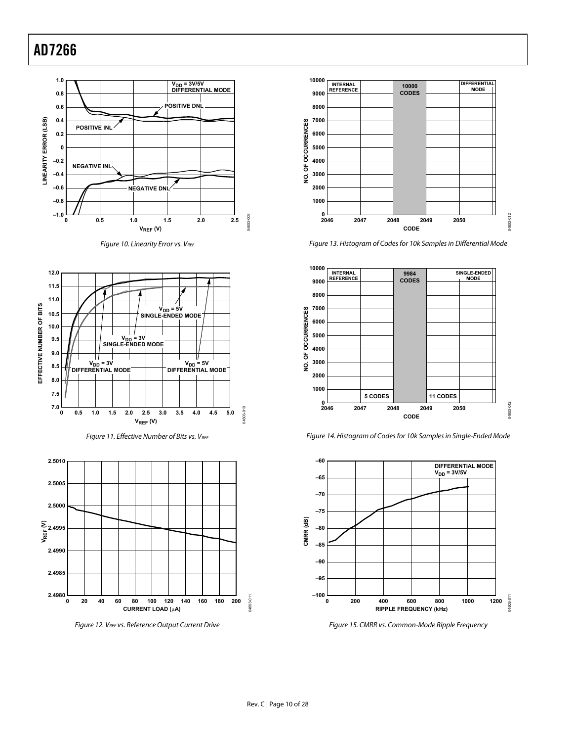Figure 10. Linearity Error vs. $V_{REF}$

Figure 11. Effective Number of Bits vs. $V_{REF}$

Figure 12. $V_{REF}$ vs. Reference Output Current Drive

Figure 13. Histogram of Codes for 10k Samples in Differential Mode

Figure 14. Histogram of Codes for 10k Samples in Single-Ended Mode

Figure 15. CMRR vs. Common-Mode Ripple Frequency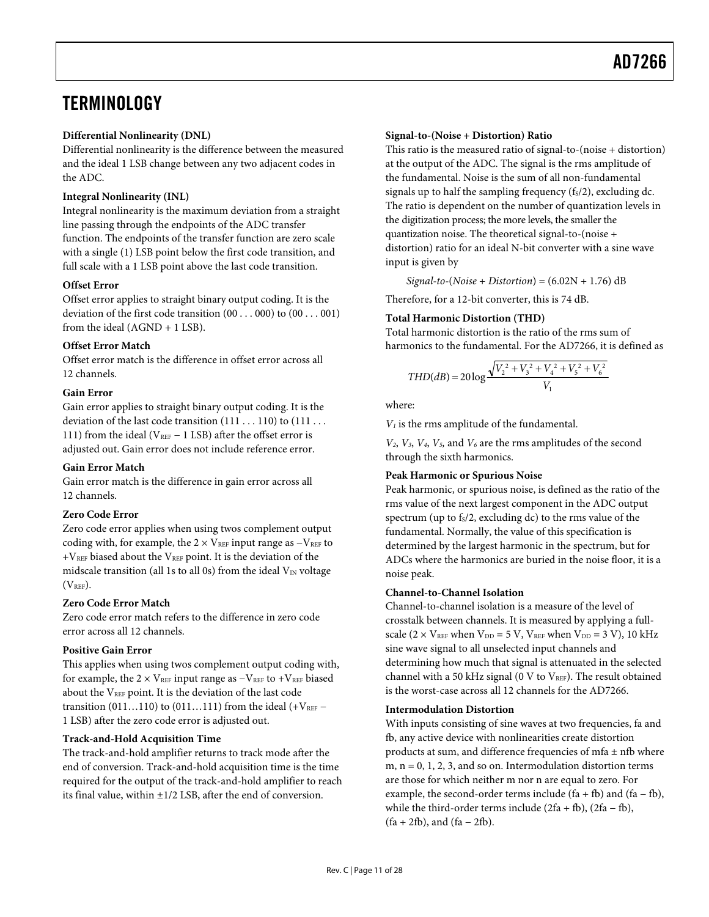## TERMINOLOGY

**Differential Nonlinearity (DNL)**

Differential nonlinearity is the difference between the measured and the ideal 1 LSB change between any two adjacent codes in the ADC.

**Integral Nonlinearity (INL)**

Integral nonlinearity is the maximum deviation from a straight line passing through the endpoints of the ADC transfer function. The endpoints of the transfer function are zero scale with a single (1) LSB point below the first code transition, and full scale with a 1 LSB point above the last code transition.

**Offset Error**

Offset error applies to straight binary output coding. It is the deviation of the first code transition (00 . . . 000) to (00 . . . 001) from the ideal (AGND + 1 LSB).

**Offset Error Match**

Offset error match is the difference in offset error across all 12 channels.

**Gain Error**

Gain error applies to straight binary output coding. It is the deviation of the last code transition (111 . . . 110) to (111 . . . 111) from the ideal ($V_{REF}$ − 1 LSB) after the offset error is adjusted out. Gain error does not include reference error.

**Gain Error Match**

Gain error match is the difference in gain error across all 12 channels.

**Zero Code Error**

Zero code error applies when using twos complement output coding with, for example, the 2 × $V_{REF}$ input range as −$V_{REF}$ to +$V_{REF}$ biased about the $V_{REF}$ point. It is the deviation of the midscale transition (all 1s to all 0s) from the ideal $V_{IN}$ voltage ($V_{REF}$).

**Zero Code Error Match**

Zero code error match refers to the difference in zero code error across all 12 channels.

**Positive Gain Error**

This applies when using twos complement output coding with, for example, the 2 × $V_{REF}$ input range as −$V_{REF}$ to +$V_{REF}$ biased about the $V_{REF}$ point. It is the deviation of the last code transition (011…110) to (011…111) from the ideal (+$V_{REF}$ − 1 LSB) after the zero code error is adjusted out.

**Track-and-Hold Acquisition Time**

The track-and-hold amplifier returns to track mode after the end of conversion. Track-and-hold acquisition time is the time required for the output of the track-and-hold amplifier to reach its final value, within ±1/2 LSB, after the end of conversion.

**Signal-to-(Noise + Distortion) Ratio**

This ratio is the measured ratio of signal-to-(noise + distortion) at the output of the ADC. The signal is the rms amplitude of the fundamental. Noise is the sum of all non-fundamental signals up to half the sampling frequency ($f_S/2$), excluding dc. The ratio is dependent on the number of quantization levels in the digitization process; the more levels, the smaller the quantization noise. The theoretical signal-to-(noise + distortion) ratio for an ideal N-bit converter with a sine wave input is given by

$$Signal\text{-}to\text{-}(Noise + Distortion) = (6.02N + 1.76)\ \text{dB}$$

Therefore, for a 12-bit converter, this is 74 dB.

**Total Harmonic Distortion (THD)**

Total harmonic distortion is the ratio of the rms sum of harmonics to the fundamental. For the AD7266, it is defined as

$$THD(dB) = 20\log\frac{\sqrt{V_2^2 + V_3^2 + V_4^2 + V_5^2 + V_6^2}}{V_1}$$

where:

$V_1$ is the rms amplitude of the fundamental.

$V_2$, $V_3$, $V_4$, $V_5$, and $V_6$ are the rms amplitudes of the second through the sixth harmonics.

**Peak Harmonic or Spurious Noise**

Peak harmonic, or spurious noise, is defined as the ratio of the rms value of the next largest component in the ADC output spectrum (up to $f_S/2$, excluding dc) to the rms value of the fundamental. Normally, the value of this specification is determined by the largest harmonic in the spectrum, but for ADCs where the harmonics are buried in the noise floor, it is a noise peak.

**Channel-to-Channel Isolation**

Channel-to-channel isolation is a measure of the level of crosstalk between channels. It is measured by applying a full-scale (2 × $V_{REF}$ when $V_{DD}$ = 5 V, $V_{REF}$ when $V_{DD}$ = 3 V), 10 kHz sine wave signal to all unselected input channels and determining how much that signal is attenuated in the selected channel with a 50 kHz signal (0 V to $V_{REF}$). The result obtained is the worst-case across all 12 channels for the AD7266.

**Intermodulation Distortion**

With inputs consisting of sine waves at two frequencies, fa and fb, any active device with nonlinearities create distortion products at sum, and difference frequencies of mfa ± nfb where m, n = 0, 1, 2, 3, and so on. Intermodulation distortion terms are those for which neither m nor n are equal to zero. For example, the second-order terms include (fa + fb) and (fa − fb), while the third-order terms include (2fa + fb), (2fa − fb), (fa + 2fb), and (fa − 2fb).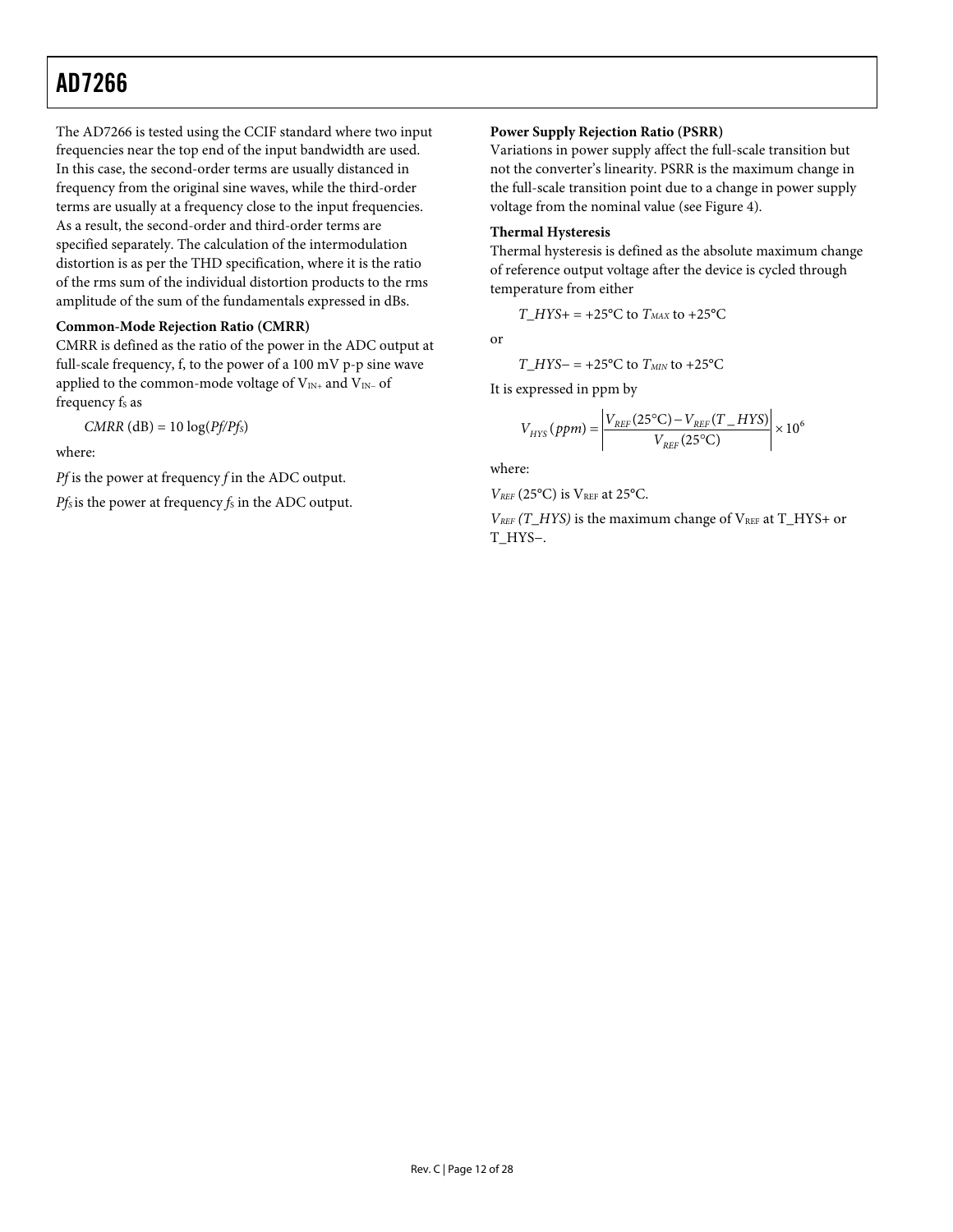The AD7266 is tested using the CCIF standard where two input frequencies near the top end of the input bandwidth are used. In this case, the second-order terms are usually distanced in frequency from the original sine waves, while the third-order terms are usually at a frequency close to the input frequencies. As a result, the second-order and third-order terms are specified separately. The calculation of the intermodulation distortion is as per the THD specification, where it is the ratio of the rms sum of the individual distortion products to the rms amplitude of the sum of the fundamentals expressed in dBs.

**Common-Mode Rejection Ratio (CMRR)**

CMRR is defined as the ratio of the power in the ADC output at full-scale frequency, f, to the power of a 100 mV p-p sine wave applied to the common-mode voltage of $V_{IN+}$ and $V_{IN-}$ of frequency $f_S$ as

$$CMRR\ (\text{dB}) = 10 \log(Pf/Pf_S)$$

where:

*Pf* is the power at frequency *f* in the ADC output.

$Pf_S$ is the power at frequency $f_S$ in the ADC output.

**Power Supply Rejection Ratio (PSRR)**

Variations in power supply affect the full-scale transition but not the converter's linearity. PSRR is the maximum change in the full-scale transition point due to a change in power supply voltage from the nominal value (see Figure 4).

**Thermal Hysteresis**

Thermal hysteresis is defined as the absolute maximum change of reference output voltage after the device is cycled through temperature from either

$$T\_HYS+ = +25°\text{C to } T_{MAX} \text{ to } +25°\text{C}$$

or

$$T\_HYS- = +25°\text{C to } T_{MIN} \text{ to } +25°\text{C}$$

It is expressed in ppm by

$$V_{HYS}(ppm) = \left|\frac{V_{REF}(25°\text{C}) - V_{REF}(T\_HYS)}{V_{REF}(25°\text{C})}\right| \times 10^6$$

where:

$V_{REF}$ (25°C) is $V_{REF}$ at 25°C.

$V_{REF}$ *(T_HYS)* is the maximum change of $V_{REF}$ at T_HYS+ or T_HYS−.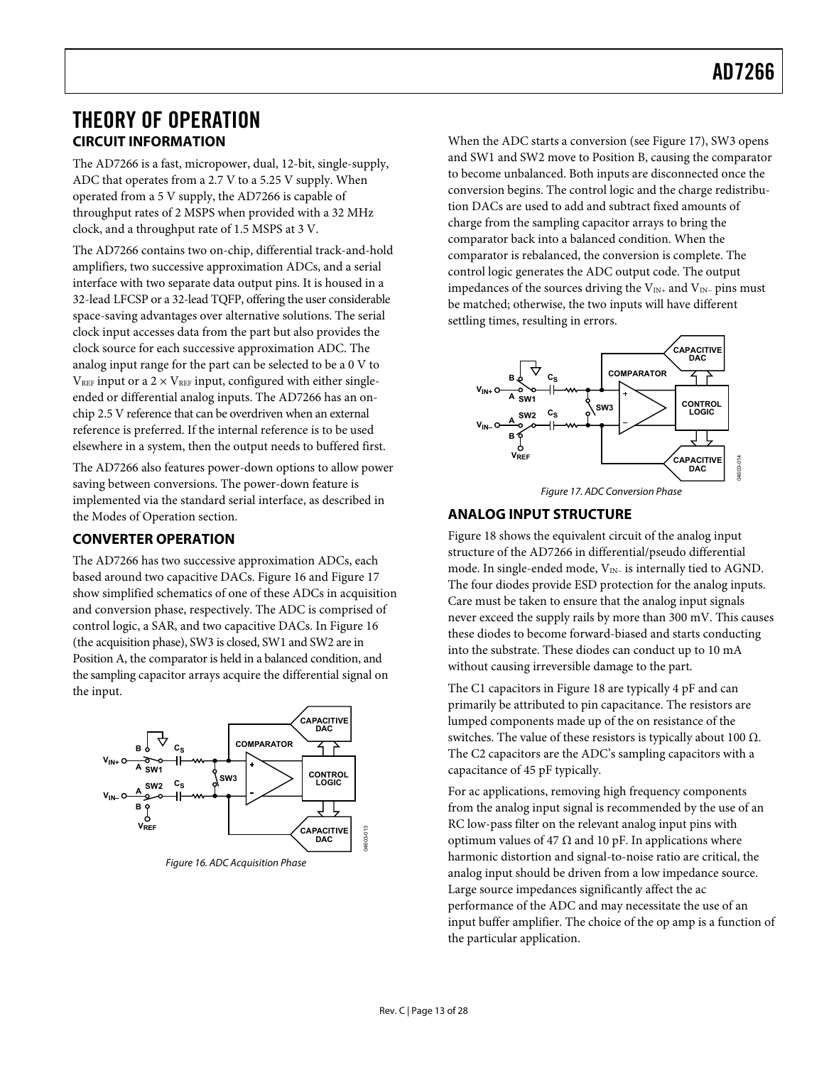# THEORY OF OPERATION

## CIRCUIT INFORMATION

The AD7266 is a fast, micropower, dual, 12-bit, single-supply, ADC that operates from a 2.7 V to a 5.25 V supply. When operated from a 5 V supply, the AD7266 is capable of throughput rates of 2 MSPS when provided with a 32 MHz clock, and a throughput rate of 1.5 MSPS at 3 V.

The AD7266 contains two on-chip, differential track-and-hold amplifiers, two successive approximation ADCs, and a serial interface with two separate data output pins. It is housed in a 32-lead LFCSP or a 32-lead TQFP, offering the user considerable space-saving advantages over alternative solutions. The serial clock input accesses data from the part but also provides the clock source for each successive approximation ADC. The analog input range for the part can be selected to be a 0 V to $V_{REF}$ input or a $2 \times V_{REF}$ input, configured with either single-ended or differential analog inputs. The AD7266 has an on-chip 2.5 V reference that can be overdriven when an external reference is preferred. If the internal reference is to be used elsewhere in a system, then the output needs to buffered first.

The AD7266 also features power-down options to allow power saving between conversions. The power-down feature is implemented via the standard serial interface, as described in the Modes of Operation section.

## CONVERTER OPERATION

The AD7266 has two successive approximation ADCs, each based around two capacitive DACs. Figure 16 and Figure 17 show simplified schematics of one of these ADCs in acquisition and conversion phase, respectively. The ADC is comprised of control logic, a SAR, and two capacitive DACs. In Figure 16 (the acquisition phase), SW3 is closed, SW1 and SW2 are in Position A, the comparator is held in a balanced condition, and the sampling capacitor arrays acquire the differential signal on the input.

*Figure 16. ADC Acquisition Phase*

When the ADC starts a conversion (see Figure 17), SW3 opens and SW1 and SW2 move to Position B, causing the comparator to become unbalanced. Both inputs are disconnected once the conversion begins. The control logic and the charge redistribution DACs are used to add and subtract fixed amounts of charge from the sampling capacitor arrays to bring the comparator back into a balanced condition. When the comparator is rebalanced, the conversion is complete. The control logic generates the ADC output code. The output impedances of the sources driving the $V_{IN+}$ and $V_{IN-}$ pins must be matched; otherwise, the two inputs will have different settling times, resulting in errors.

*Figure 17. ADC Conversion Phase*

## ANALOG INPUT STRUCTURE

Figure 18 shows the equivalent circuit of the analog input structure of the AD7266 in differential/pseudo differential mode. In single-ended mode, $V_{IN-}$ is internally tied to AGND. The four diodes provide ESD protection for the analog inputs. Care must be taken to ensure that the analog input signals never exceed the supply rails by more than 300 mV. This causes these diodes to become forward-biased and starts conducting into the substrate. These diodes can conduct up to 10 mA without causing irreversible damage to the part.

The C1 capacitors in Figure 18 are typically 4 pF and can primarily be attributed to pin capacitance. The resistors are lumped components made up of the on resistance of the switches. The value of these resistors is typically about 100 Ω. The C2 capacitors are the ADC's sampling capacitors with a capacitance of 45 pF typically.

For ac applications, removing high frequency components from the analog input signal is recommended by the use of an RC low-pass filter on the relevant analog input pins with optimum values of 47 Ω and 10 pF. In applications where harmonic distortion and signal-to-noise ratio are critical, the analog input should be driven from a low impedance source. Large source impedances significantly affect the ac performance of the ADC and may necessitate the use of an input buffer amplifier. The choice of the op amp is a function of the particular application.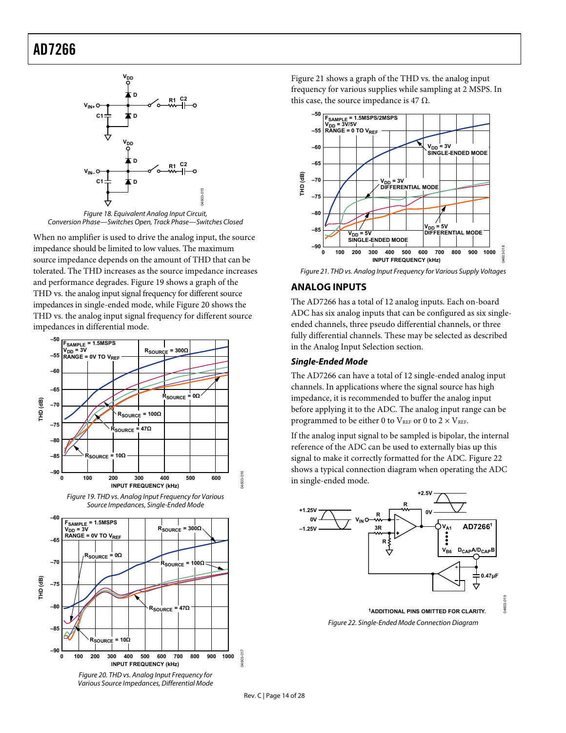Figure 18. Equivalent Analog Input Circuit, Conversion Phase—Switches Open, Track Phase—Switches Closed

When no amplifier is used to drive the analog input, the source impedance should be limited to low values. The maximum source impedance depends on the amount of THD that can be tolerated. The THD increases as the source impedance increases and performance degrades. Figure 19 shows a graph of the THD vs. the analog input signal frequency for different source impedances in single-ended mode, while Figure 20 shows the THD vs. the analog input signal frequency for different source impedances in differential mode.

Figure 19. THD vs. Analog Input Frequency for Various Source Impedances, Single-Ended Mode

Figure 20. THD vs. Analog Input Frequency for Various Source Impedances, Differential Mode

Figure 21 shows a graph of the THD vs. the analog input frequency for various supplies while sampling at 2 MSPS. In this case, the source impedance is 47 Ω.

Figure 21. THD vs. Analog Input Frequency for Various Supply Voltages

## ANALOG INPUTS

The AD7266 has a total of 12 analog inputs. Each on-board ADC has six analog inputs that can be configured as six single-ended channels, three pseudo differential channels, or three fully differential channels. These may be selected as described in the Analog Input Selection section.

### *Single-Ended Mode*

The AD7266 can have a total of 12 single-ended analog input channels. In applications where the signal source has high impedance, it is recommended to buffer the analog input before applying it to the ADC. The analog input range can be programmed to be either 0 to $V_{REF}$ or 0 to 2 × $V_{REF}$.

If the analog input signal to be sampled is bipolar, the internal reference of the ADC can be used to externally bias up this signal to make it correctly formatted for the ADC. Figure 22 shows a typical connection diagram when operating the ADC in single-ended mode.

[1]ADDITIONAL PINS OMITTED FOR CLARITY.

Figure 22. Single-Ended Mode Connection Diagram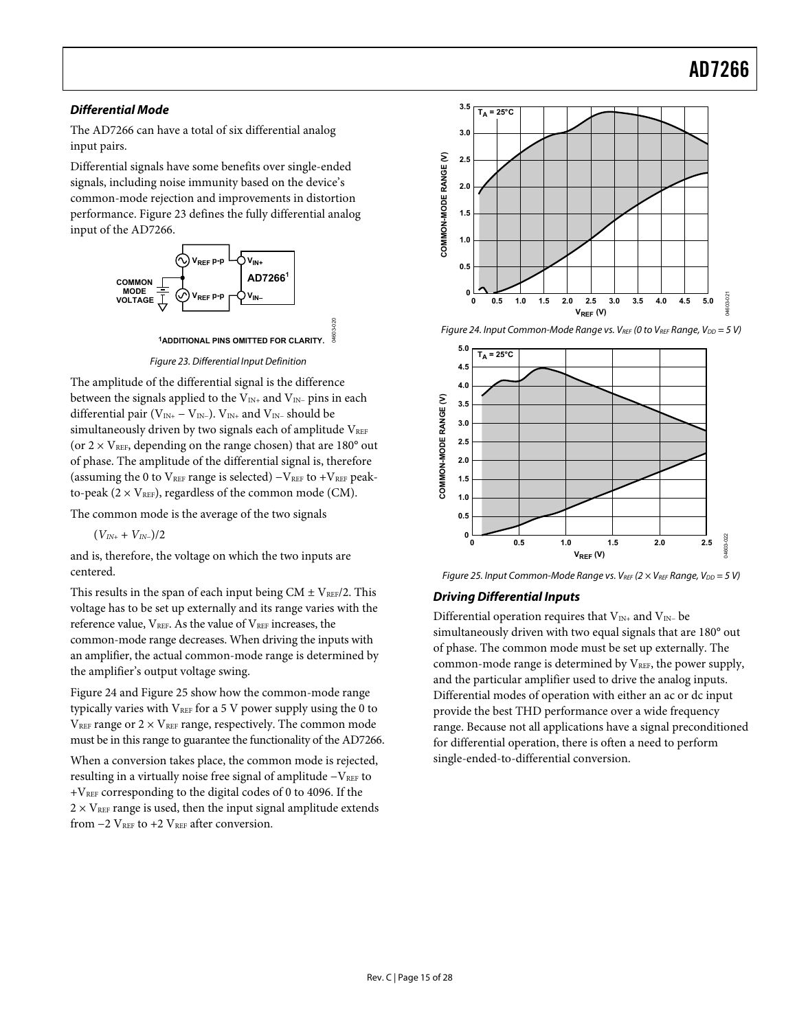### Differential Mode

The AD7266 can have a total of six differential analog input pairs.

Differential signals have some benefits over single-ended signals, including noise immunity based on the device's common-mode rejection and improvements in distortion performance. Figure 23 defines the fully differential analog input of the AD7266.

Figure 23. Differential Input Definition

The amplitude of the differential signal is the difference between the signals applied to the $V_{IN+}$ and $V_{IN-}$ pins in each differential pair ($V_{IN+} - V_{IN-}$). $V_{IN+}$ and $V_{IN-}$ should be simultaneously driven by two signals each of amplitude $V_{REF}$ (or $2 \times V_{REF}$, depending on the range chosen) that are 180° out of phase. The amplitude of the differential signal is, therefore (assuming the 0 to $V_{REF}$ range is selected) $-V_{REF}$ to $+V_{REF}$ peak-to-peak ($2 \times V_{REF}$), regardless of the common mode (CM).

The common mode is the average of the two signals

$(V_{IN+} + V_{IN-})/2$

and is, therefore, the voltage on which the two inputs are centered.

This results in the span of each input being CM ± $V_{REF}/2$. This voltage has to be set up externally and its range varies with the reference value, $V_{REF}$. As the value of $V_{REF}$ increases, the common-mode range decreases. When driving the inputs with an amplifier, the actual common-mode range is determined by the amplifier's output voltage swing.

Figure 24 and Figure 25 show how the common-mode range typically varies with $V_{REF}$ for a 5 V power supply using the 0 to $V_{REF}$ range or $2 \times V_{REF}$ range, respectively. The common mode must be in this range to guarantee the functionality of the AD7266.

When a conversion takes place, the common mode is rejected, resulting in a virtually noise free signal of amplitude $-V_{REF}$ to $+V_{REF}$ corresponding to the digital codes of 0 to 4096. If the $2 \times V_{REF}$ range is used, then the input signal amplitude extends from $-2\ V_{REF}$ to $+2\ V_{REF}$ after conversion.

Figure 24. Input Common-Mode Range vs. $V_{REF}$ (0 to $V_{REF}$ Range, $V_{DD}$ = 5 V)

Figure 25. Input Common-Mode Range vs. $V_{REF}$ ($2 \times V_{REF}$ Range, $V_{DD}$ = 5 V)

### Driving Differential Inputs

Differential operation requires that $V_{IN+}$ and $V_{IN-}$ be simultaneously driven with two equal signals that are 180° out of phase. The common mode must be set up externally. The common-mode range is determined by $V_{REF}$, the power supply, and the particular amplifier used to drive the analog inputs. Differential modes of operation with either an ac or dc input provide the best THD performance over a wide frequency range. Because not all applications have a signal preconditioned for differential operation, there is often a need to perform single-ended-to-differential conversion.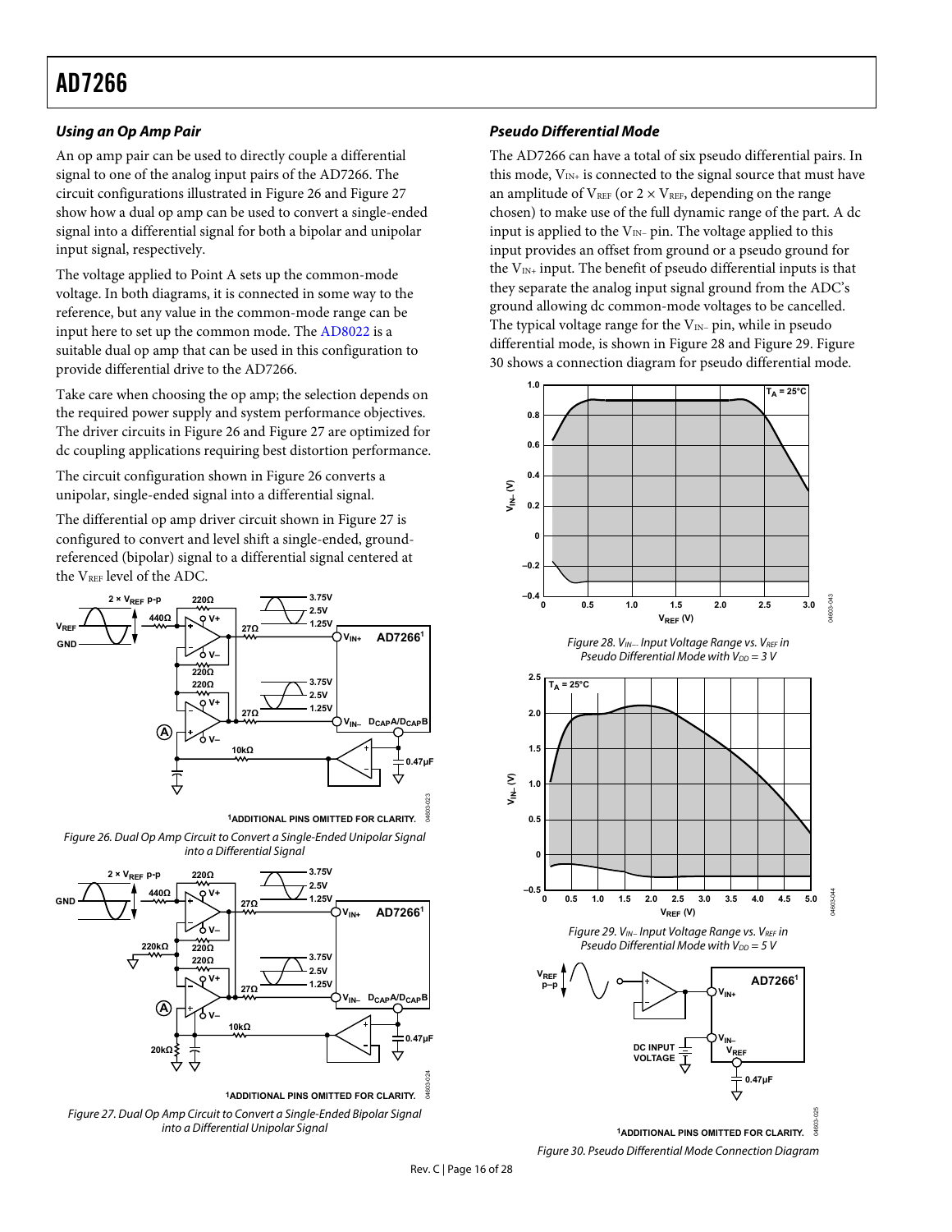### Using an Op Amp Pair

An op amp pair can be used to directly couple a differential signal to one of the analog input pairs of the AD7266. The circuit configurations illustrated in Figure 26 and Figure 27 show how a dual op amp can be used to convert a single-ended signal into a differential signal for both a bipolar and unipolar input signal, respectively.

The voltage applied to Point A sets up the common-mode voltage. In both diagrams, it is connected in some way to the reference, but any value in the common-mode range can be input here to set up the common mode. The AD8022 is a suitable dual op amp that can be used in this configuration to provide differential drive to the AD7266.

Take care when choosing the op amp; the selection depends on the required power supply and system performance objectives. The driver circuits in Figure 26 and Figure 27 are optimized for dc coupling applications requiring best distortion performance.

The circuit configuration shown in Figure 26 converts a unipolar, single-ended signal into a differential signal.

The differential op amp driver circuit shown in Figure 27 is configured to convert and level shift a single-ended, ground-referenced (bipolar) signal to a differential signal centered at the $V_{REF}$ level of the ADC.

Figure 26. Dual Op Amp Circuit to Convert a Single-Ended Unipolar Signal into a Differential Signal

Figure 27. Dual Op Amp Circuit to Convert a Single-Ended Bipolar Signal into a Differential Unipolar Signal

### Pseudo Differential Mode

The AD7266 can have a total of six pseudo differential pairs. In this mode, $V_{IN+}$ is connected to the signal source that must have an amplitude of $V_{REF}$ (or $2 \times V_{REF}$, depending on the range chosen) to make use of the full dynamic range of the part. A dc input is applied to the $V_{IN-}$ pin. The voltage applied to this input provides an offset from ground or a pseudo ground for the $V_{IN+}$ input. The benefit of pseudo differential inputs is that they separate the analog input signal ground from the ADC's ground allowing dc common-mode voltages to be cancelled. The typical voltage range for the $V_{IN-}$ pin, while in pseudo differential mode, is shown in Figure 28 and Figure 29. Figure 30 shows a connection diagram for pseudo differential mode.

Figure 28. $V_{IN-}$ Input Voltage Range vs. $V_{REF}$ in Pseudo Differential Mode with $V_{DD}$ = 3 V

Figure 29. $V_{IN-}$ Input Voltage Range vs. $V_{REF}$ in Pseudo Differential Mode with $V_{DD}$ = 5 V

Figure 30. Pseudo Differential Mode Connection Diagram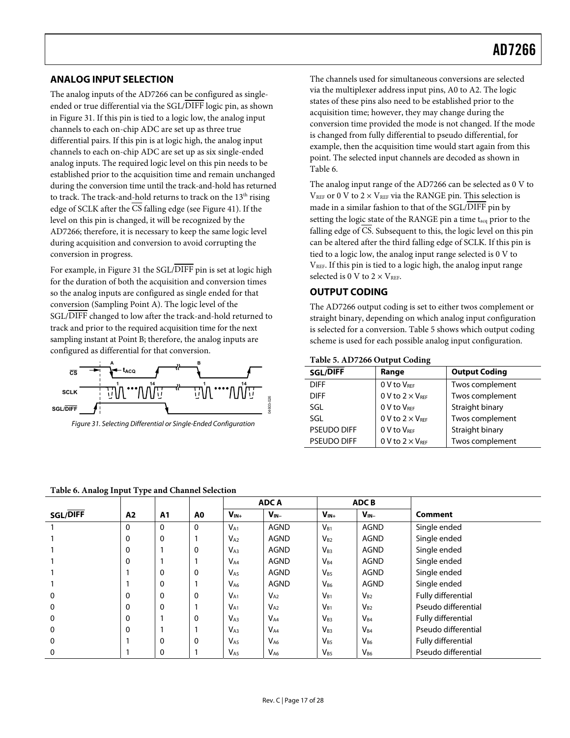## ANALOG INPUT SELECTION

The analog inputs of the AD7266 can be configured as single-ended or true differential via the SGL/$\overline{\text{DIFF}}$ logic pin, as shown in Figure 31. If this pin is tied to a logic low, the analog input channels to each on-chip ADC are set up as three true differential pairs. If this pin is at logic high, the analog input channels to each on-chip ADC are set up as six single-ended analog inputs. The required logic level on this pin needs to be established prior to the acquisition time and remain unchanged during the conversion time until the track-and-hold has returned to track. The track-and-hold returns to track on the 13th rising edge of SCLK after the $\overline{\text{CS}}$ falling edge (see Figure 41). If the level on this pin is changed, it will be recognized by the AD7266; therefore, it is necessary to keep the same logic level during acquisition and conversion to avoid corrupting the conversion in progress.

For example, in Figure 31 the SGL/$\overline{\text{DIFF}}$ pin is set at logic high for the duration of both the acquisition and conversion times so the analog inputs are configured as single ended for that conversion (Sampling Point A). The logic level of the SGL/$\overline{\text{DIFF}}$ changed to low after the track-and-hold returned to track and prior to the required acquisition time for the next sampling instant at Point B; therefore, the analog inputs are configured as differential for that conversion.

*Figure 31. Selecting Differential or Single-Ended Configuration*

The channels used for simultaneous conversions are selected via the multiplexer address input pins, A0 to A2. The logic states of these pins also need to be established prior to the acquisition time; however, they may change during the conversion time provided the mode is not changed. If the mode is changed from fully differential to pseudo differential, for example, then the acquisition time would start again from this point. The selected input channels are decoded as shown in Table 6.

The analog input range of the AD7266 can be selected as 0 V to $V_{REF}$ or 0 V to $2 \times V_{REF}$ via the RANGE pin. This selection is made in a similar fashion to that of the SGL/$\overline{\text{DIFF}}$ pin by setting the logic state of the RANGE pin a time $t_{acq}$ prior to the falling edge of $\overline{\text{CS}}$. Subsequent to this, the logic level on this pin can be altered after the third falling edge of SCLK. If this pin is tied to a logic low, the analog input range selected is 0 V to $V_{REF}$. If this pin is tied to a logic high, the analog input range selected is 0 V to $2 \times V_{REF}$.

## OUTPUT CODING

The AD7266 output coding is set to either twos complement or straight binary, depending on which analog input configuration is selected for a conversion. Table 5 shows which output coding scheme is used for each possible analog input configuration.

**Table 5. AD7266 Output Coding**

| SGL/$\overline{\text{DIFF}}$ | Range | Output Coding |
|---|---|---|
| DIFF | 0 V to $V_{REF}$ | Twos complement |
| DIFF | 0 V to $2 \times V_{REF}$ | Twos complement |
| SGL | 0 V to $V_{REF}$ | Straight binary |
| SGL | 0 V to $2 \times V_{REF}$ | Twos complement |
| PSEUDO DIFF | 0 V to $V_{REF}$ | Straight binary |
| PSEUDO DIFF | 0 V to $2 \times V_{REF}$ | Twos complement |

**Table 6. Analog Input Type and Channel Selection**

| | | | | ADC A | | ADC B | | |
|---|---|---|---|---|---|---|---|---|
| SGL/$\overline{\text{DIFF}}$ | A2 | A1 | A0 | $V_{IN+}$ | $V_{IN-}$ | $V_{IN+}$ | $V_{IN-}$ | Comment |
| 1 | 0 | 0 | 0 | $V_{A1}$ | AGND | $V_{B1}$ | AGND | Single ended |
| 1 | 0 | 0 | 1 | $V_{A2}$ | AGND | $V_{B2}$ | AGND | Single ended |
| 1 | 0 | 1 | 0 | $V_{A3}$ | AGND | $V_{B3}$ | AGND | Single ended |
| 1 | 0 | 1 | 1 | $V_{A4}$ | AGND | $V_{B4}$ | AGND | Single ended |
| 1 | 1 | 0 | 0 | $V_{A5}$ | AGND | $V_{B5}$ | AGND | Single ended |
| 1 | 1 | 0 | 1 | $V_{A6}$ | AGND | $V_{B6}$ | AGND | Single ended |
| 0 | 0 | 0 | 0 | $V_{A1}$ | $V_{A2}$ | $V_{B1}$ | $V_{B2}$ | Fully differential |
| 0 | 0 | 0 | 1 | $V_{A1}$ | $V_{A2}$ | $V_{B1}$ | $V_{B2}$ | Pseudo differential |
| 0 | 0 | 1 | 0 | $V_{A3}$ | $V_{A4}$ | $V_{B3}$ | $V_{B4}$ | Fully differential |
| 0 | 0 | 1 | 1 | $V_{A3}$ | $V_{A4}$ | $V_{B3}$ | $V_{B4}$ | Pseudo differential |
| 0 | 1 | 0 | 0 | $V_{A5}$ | $V_{A6}$ | $V_{B5}$ | $V_{B6}$ | Fully differential |
| 0 | 1 | 0 | 1 | $V_{A5}$ | $V_{A6}$ | $V_{B5}$ | $V_{B6}$ | Pseudo differential |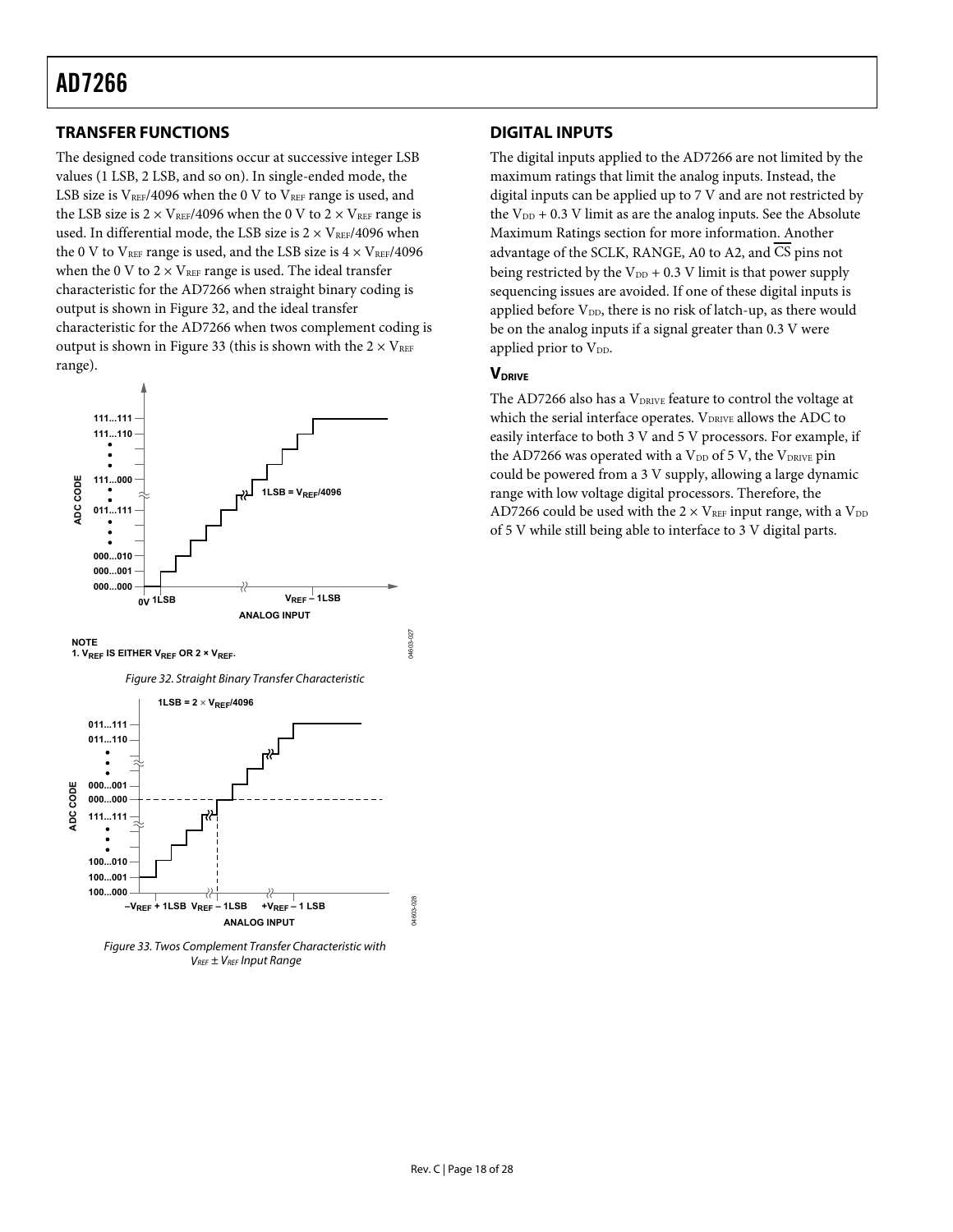## TRANSFER FUNCTIONS

The designed code transitions occur at successive integer LSB values (1 LSB, 2 LSB, and so on). In single-ended mode, the LSB size is $V_{REF}/4096$ when the 0 V to $V_{REF}$ range is used, and the LSB size is $2 \times V_{REF}/4096$ when the 0 V to $2 \times V_{REF}$ range is used. In differential mode, the LSB size is $2 \times V_{REF}/4096$ when the 0 V to $V_{REF}$ range is used, and the LSB size is $4 \times V_{REF}/4096$ when the 0 V to $2 \times V_{REF}$ range is used. The ideal transfer characteristic for the AD7266 when straight binary coding is output is shown in Figure 32, and the ideal transfer characteristic for the AD7266 when twos complement coding is output is shown in Figure 33 (this is shown with the $2 \times V_{REF}$ range).

NOTE
1. $V_{REF}$ IS EITHER $V_{REF}$ OR $2 \times V_{REF}$.

*Figure 32. Straight Binary Transfer Characteristic*

*Figure 33. Twos Complement Transfer Characteristic with $V_{REF} \pm V_{REF}$ Input Range*

## DIGITAL INPUTS

The digital inputs applied to the AD7266 are not limited by the maximum ratings that limit the analog inputs. Instead, the digital inputs can be applied up to 7 V and are not restricted by the $V_{DD}$ + 0.3 V limit as are the analog inputs. See the Absolute Maximum Ratings section for more information. Another advantage of the SCLK, RANGE, A0 to A2, and $\overline{CS}$ pins not being restricted by the $V_{DD}$ + 0.3 V limit is that power supply sequencing issues are avoided. If one of these digital inputs is applied before $V_{DD}$, there is no risk of latch-up, as there would be on the analog inputs if a signal greater than 0.3 V were applied prior to $V_{DD}$.

### $V_{DRIVE}$

The AD7266 also has a $V_{DRIVE}$ feature to control the voltage at which the serial interface operates. $V_{DRIVE}$ allows the ADC to easily interface to both 3 V and 5 V processors. For example, if the AD7266 was operated with a $V_{DD}$ of 5 V, the $V_{DRIVE}$ pin could be powered from a 3 V supply, allowing a large dynamic range with low voltage digital processors. Therefore, the AD7266 could be used with the $2 \times V_{REF}$ input range, with a $V_{DD}$ of 5 V while still being able to interface to 3 V digital parts.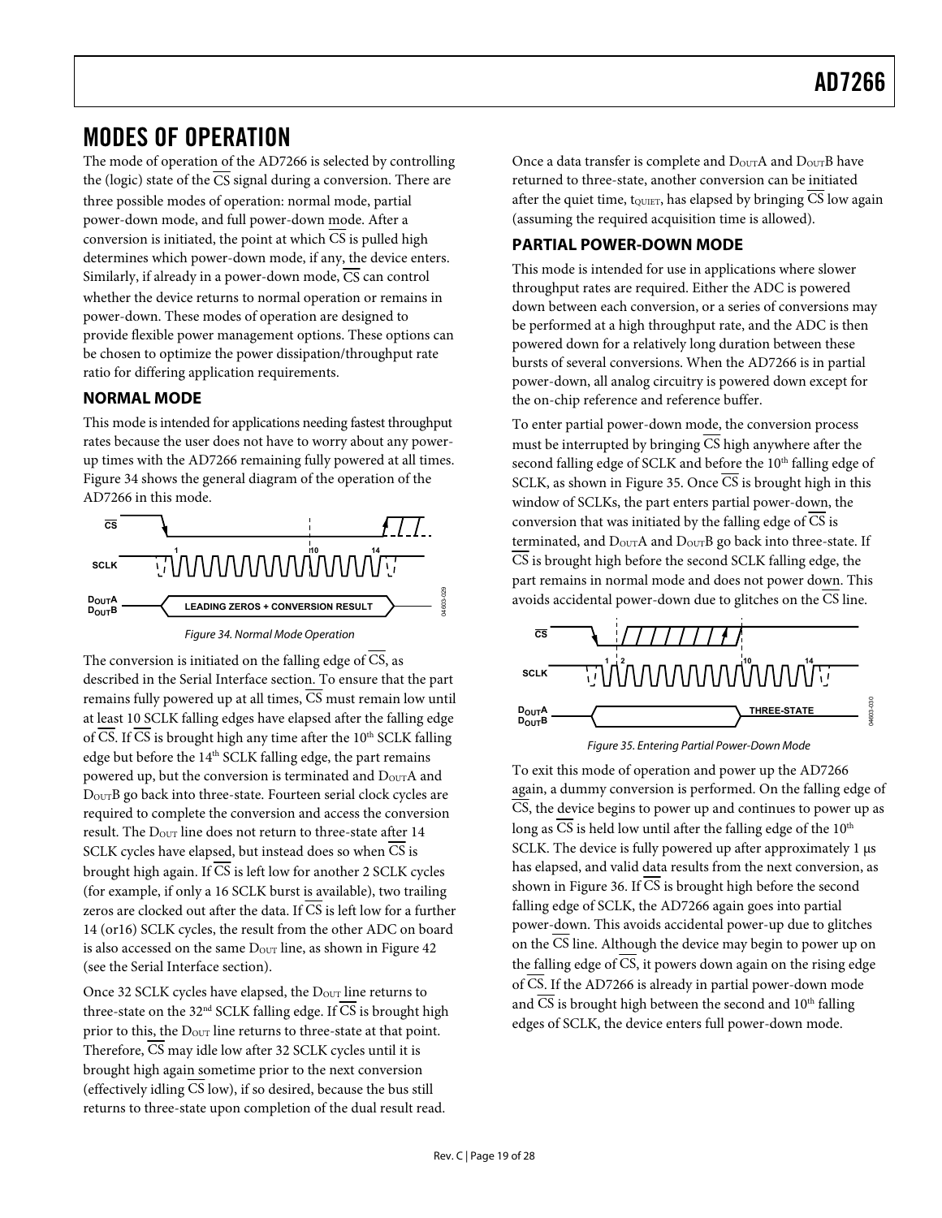# MODES OF OPERATION

The mode of operation of the AD7266 is selected by controlling the (logic) state of the $\overline{CS}$ signal during a conversion. There are three possible modes of operation: normal mode, partial power-down mode, and full power-down mode. After a conversion is initiated, the point at which $\overline{CS}$ is pulled high determines which power-down mode, if any, the device enters. Similarly, if already in a power-down mode, $\overline{CS}$ can control whether the device returns to normal operation or remains in power-down. These modes of operation are designed to provide flexible power management options. These options can be chosen to optimize the power dissipation/throughput rate ratio for differing application requirements.

## NORMAL MODE

This mode is intended for applications needing fastest throughput rates because the user does not have to worry about any power-up times with the AD7266 remaining fully powered at all times. Figure 34 shows the general diagram of the operation of the AD7266 in this mode.

*Figure 34. Normal Mode Operation*

The conversion is initiated on the falling edge of $\overline{CS}$, as described in the Serial Interface section. To ensure that the part remains fully powered up at all times, $\overline{CS}$ must remain low until at least 10 SCLK falling edges have elapsed after the falling edge of $\overline{CS}$. If $\overline{CS}$ is brought high any time after the 10th SCLK falling edge but before the 14th SCLK falling edge, the part remains powered up, but the conversion is terminated and $D_{OUT}A$ and $D_{OUT}B$ go back into three-state. Fourteen serial clock cycles are required to complete the conversion and access the conversion result. The $D_{OUT}$ line does not return to three-state after 14 SCLK cycles have elapsed, but instead does so when $\overline{CS}$ is brought high again. If $\overline{CS}$ is left low for another 2 SCLK cycles (for example, if only a 16 SCLK burst is available), two trailing zeros are clocked out after the data. If $\overline{CS}$ is left low for a further 14 (or16) SCLK cycles, the result from the other ADC on board is also accessed on the same $D_{OUT}$ line, as shown in Figure 42 (see the Serial Interface section).

Once 32 SCLK cycles have elapsed, the $D_{OUT}$ line returns to three-state on the 32nd SCLK falling edge. If $\overline{CS}$ is brought high prior to this, the $D_{OUT}$ line returns to three-state at that point. Therefore, $\overline{CS}$ may idle low after 32 SCLK cycles until it is brought high again sometime prior to the next conversion (effectively idling $\overline{CS}$ low), if so desired, because the bus still returns to three-state upon completion of the dual result read.

Once a data transfer is complete and $D_{OUT}A$ and $D_{OUT}B$ have returned to three-state, another conversion can be initiated after the quiet time, $t_{QUIET}$, has elapsed by bringing $\overline{CS}$ low again (assuming the required acquisition time is allowed).

## PARTIAL POWER-DOWN MODE

This mode is intended for use in applications where slower throughput rates are required. Either the ADC is powered down between each conversion, or a series of conversions may be performed at a high throughput rate, and the ADC is then powered down for a relatively long duration between these bursts of several conversions. When the AD7266 is in partial power-down, all analog circuitry is powered down except for the on-chip reference and reference buffer.

To enter partial power-down mode, the conversion process must be interrupted by bringing $\overline{CS}$ high anywhere after the second falling edge of SCLK and before the 10th falling edge of SCLK, as shown in Figure 35. Once $\overline{CS}$ is brought high in this window of SCLKs, the part enters partial power-down, the conversion that was initiated by the falling edge of $\overline{CS}$ is terminated, and $D_{OUT}A$ and $D_{OUT}B$ go back into three-state. If $\overline{CS}$ is brought high before the second SCLK falling edge, the part remains in normal mode and does not power down. This avoids accidental power-down due to glitches on the $\overline{CS}$ line.

*Figure 35. Entering Partial Power-Down Mode*

To exit this mode of operation and power up the AD7266 again, a dummy conversion is performed. On the falling edge of $\overline{CS}$, the device begins to power up and continues to power up as long as $\overline{CS}$ is held low until after the falling edge of the 10th SCLK. The device is fully powered up after approximately 1 μs has elapsed, and valid data results from the next conversion, as shown in Figure 36. If $\overline{CS}$ is brought high before the second falling edge of SCLK, the AD7266 again goes into partial power-down. This avoids accidental power-up due to glitches on the $\overline{CS}$ line. Although the device may begin to power up on the falling edge of $\overline{CS}$, it powers down again on the rising edge of $\overline{CS}$. If the AD7266 is already in partial power-down mode and $\overline{CS}$ is brought high between the second and 10th falling edges of SCLK, the device enters full power-down mode.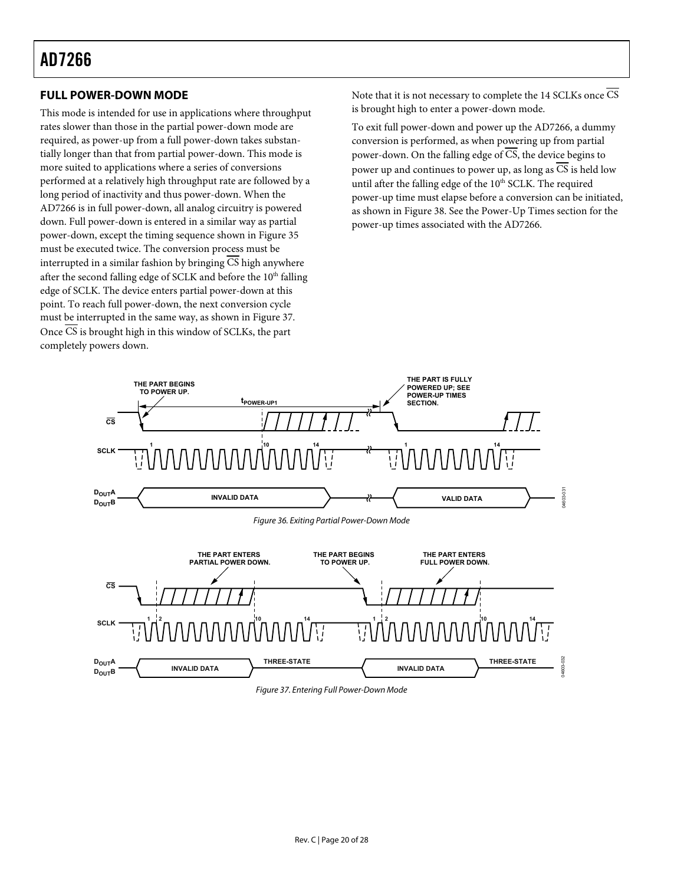## FULL POWER-DOWN MODE

This mode is intended for use in applications where throughput rates slower than those in the partial power-down mode are required, as power-up from a full power-down takes substantially longer than that from partial power-down. This mode is more suited to applications where a series of conversions performed at a relatively high throughput rate are followed by a long period of inactivity and thus power-down. When the AD7266 is in full power-down, all analog circuitry is powered down. Full power-down is entered in a similar way as partial power-down, except the timing sequence shown in Figure 35 must be executed twice. The conversion process must be interrupted in a similar fashion by bringing $\overline{CS}$ high anywhere after the second falling edge of SCLK and before the 10th falling edge of SCLK. The device enters partial power-down at this point. To reach full power-down, the next conversion cycle must be interrupted in the same way, as shown in Figure 37. Once $\overline{CS}$ is brought high in this window of SCLKs, the part completely powers down.

Note that it is not necessary to complete the 14 SCLKs once $\overline{CS}$ is brought high to enter a power-down mode.

To exit full power-down and power up the AD7266, a dummy conversion is performed, as when powering up from partial power-down. On the falling edge of $\overline{CS}$, the device begins to power up and continues to power up, as long as $\overline{CS}$ is held low until after the falling edge of the 10th SCLK. The required power-up time must elapse before a conversion can be initiated, as shown in Figure 38. See the Power-Up Times section for the power-up times associated with the AD7266.

*Figure 36. Exiting Partial Power-Down Mode*

*Figure 37. Entering Full Power-Down Mode*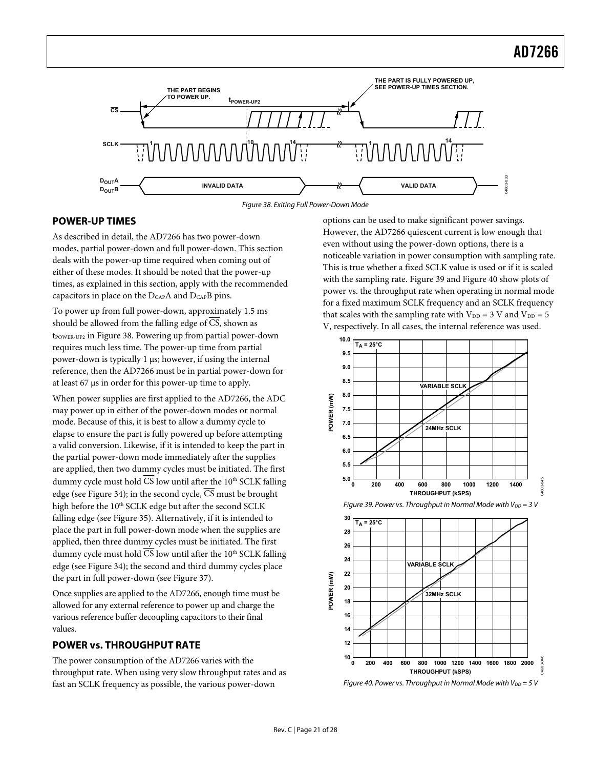Figure 38. Exiting Full Power-Down Mode

## POWER-UP TIMES

As described in detail, the AD7266 has two power-down modes, partial power-down and full power-down. This section deals with the power-up time required when coming out of either of these modes. It should be noted that the power-up times, as explained in this section, apply with the recommended capacitors in place on the $D_{CAP}A$ and $D_{CAP}B$ pins.

To power up from full power-down, approximately 1.5 ms should be allowed from the falling edge of $\overline{CS}$, shown as $t_{POWER-UP2}$ in Figure 38. Powering up from partial power-down requires much less time. The power-up time from partial power-down is typically 1 μs; however, if using the internal reference, then the AD7266 must be in partial power-down for at least 67 μs in order for this power-up time to apply.

When power supplies are first applied to the AD7266, the ADC may power up in either of the power-down modes or normal mode. Because of this, it is best to allow a dummy cycle to elapse to ensure the part is fully powered up before attempting a valid conversion. Likewise, if it is intended to keep the part in the partial power-down mode immediately after the supplies are applied, then two dummy cycles must be initiated. The first dummy cycle must hold $\overline{CS}$ low until after the 10th SCLK falling edge (see Figure 34); in the second cycle, $\overline{CS}$ must be brought high before the 10th SCLK edge but after the second SCLK falling edge (see Figure 35). Alternatively, if it is intended to place the part in full power-down mode when the supplies are applied, then three dummy cycles must be initiated. The first dummy cycle must hold $\overline{CS}$ low until after the 10th SCLK falling edge (see Figure 34); the second and third dummy cycles place the part in full power-down (see Figure 37).

Once supplies are applied to the AD7266, enough time must be allowed for any external reference to power up and charge the various reference buffer decoupling capacitors to their final values.

## POWER vs. THROUGHPUT RATE

The power consumption of the AD7266 varies with the throughput rate. When using very slow throughput rates and as fast an SCLK frequency as possible, the various power-down options can be used to make significant power savings. However, the AD7266 quiescent current is low enough that even without using the power-down options, there is a noticeable variation in power consumption with sampling rate. This is true whether a fixed SCLK value is used or if it is scaled with the sampling rate. Figure 39 and Figure 40 show plots of power vs. the throughput rate when operating in normal mode for a fixed maximum SCLK frequency and an SCLK frequency that scales with the sampling rate with $V_{DD}$ = 3 V and $V_{DD}$ = 5 V, respectively. In all cases, the internal reference was used.

Figure 39. Power vs. Throughput in Normal Mode with $V_{DD}$ = 3 V

Figure 40. Power vs. Throughput in Normal Mode with $V_{DD}$ = 5 V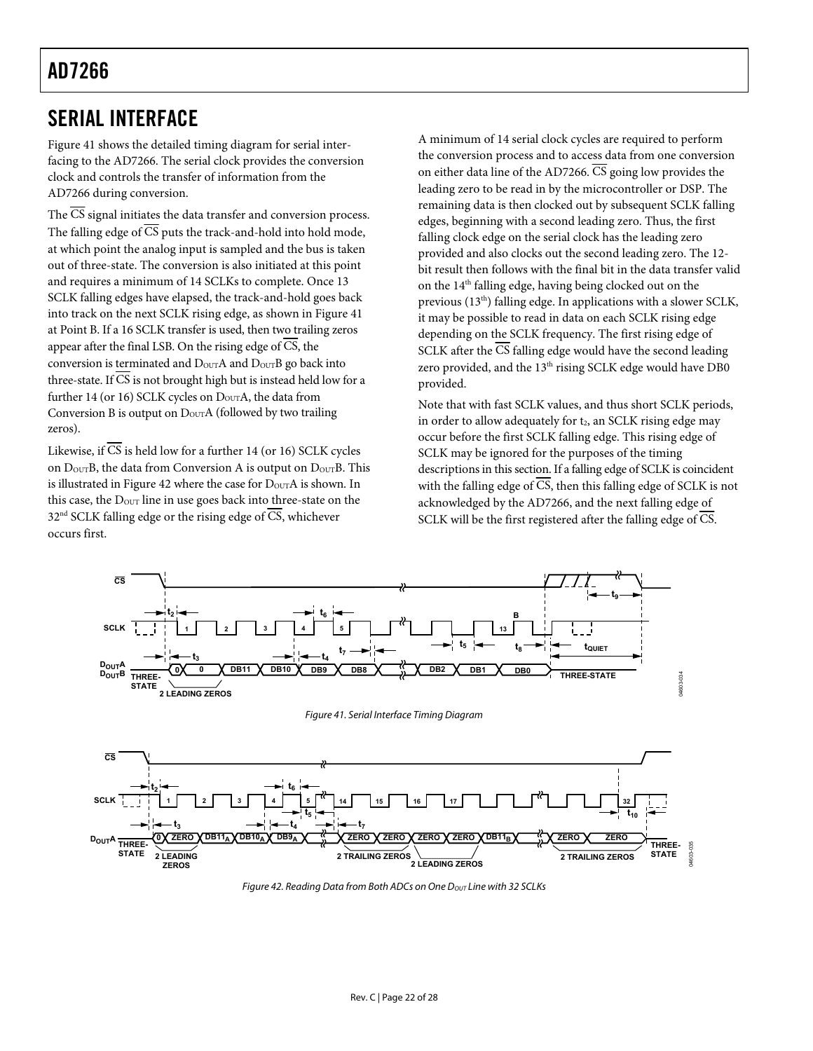# SERIAL INTERFACE

Figure 41 shows the detailed timing diagram for serial interfacing to the AD7266. The serial clock provides the conversion clock and controls the transfer of information from the AD7266 during conversion.

The $\overline{CS}$ signal initiates the data transfer and conversion process. The falling edge of $\overline{CS}$ puts the track-and-hold into hold mode, at which point the analog input is sampled and the bus is taken out of three-state. The conversion is also initiated at this point and requires a minimum of 14 SCLKs to complete. Once 13 SCLK falling edges have elapsed, the track-and-hold goes back into track on the next SCLK rising edge, as shown in Figure 41 at Point B. If a 16 SCLK transfer is used, then two trailing zeros appear after the final LSB. On the rising edge of $\overline{CS}$, the conversion is terminated and $D_{OUT}A$ and $D_{OUT}B$ go back into three-state. If $\overline{CS}$ is not brought high but is instead held low for a further 14 (or 16) SCLK cycles on $D_{OUT}A$, the data from Conversion B is output on $D_{OUT}A$ (followed by two trailing zeros).

Likewise, if $\overline{CS}$ is held low for a further 14 (or 16) SCLK cycles on $D_{OUT}B$, the data from Conversion A is output on $D_{OUT}B$. This is illustrated in Figure 42 where the case for $D_{OUT}A$ is shown. In this case, the $D_{OUT}$ line in use goes back into three-state on the 32nd SCLK falling edge or the rising edge of $\overline{CS}$, whichever occurs first.

A minimum of 14 serial clock cycles are required to perform the conversion process and to access data from one conversion on either data line of the AD7266. $\overline{CS}$ going low provides the leading zero to be read in by the microcontroller or DSP. The remaining data is then clocked out by subsequent SCLK falling edges, beginning with a second leading zero. Thus, the first falling clock edge on the serial clock has the leading zero provided and also clocks out the second leading zero. The 12-bit result then follows with the final bit in the data transfer valid on the 14th falling edge, having being clocked out on the previous (13th) falling edge. In applications with a slower SCLK, it may be possible to read in data on each SCLK rising edge depending on the SCLK frequency. The first rising edge of SCLK after the $\overline{CS}$ falling edge would have the second leading zero provided, and the 13th rising SCLK edge would have DB0 provided.

Note that with fast SCLK values, and thus short SCLK periods, in order to allow adequately for $t_2$, an SCLK rising edge may occur before the first SCLK falling edge. This rising edge of SCLK may be ignored for the purposes of the timing descriptions in this section. If a falling edge of SCLK is coincident with the falling edge of $\overline{CS}$, then this falling edge of SCLK is not acknowledged by the AD7266, and the next falling edge of SCLK will be the first registered after the falling edge of $\overline{CS}$.

Figure 41. Serial Interface Timing Diagram

Figure 42. Reading Data from Both ADCs on One $D_{OUT}$ Line with 32 SCLKs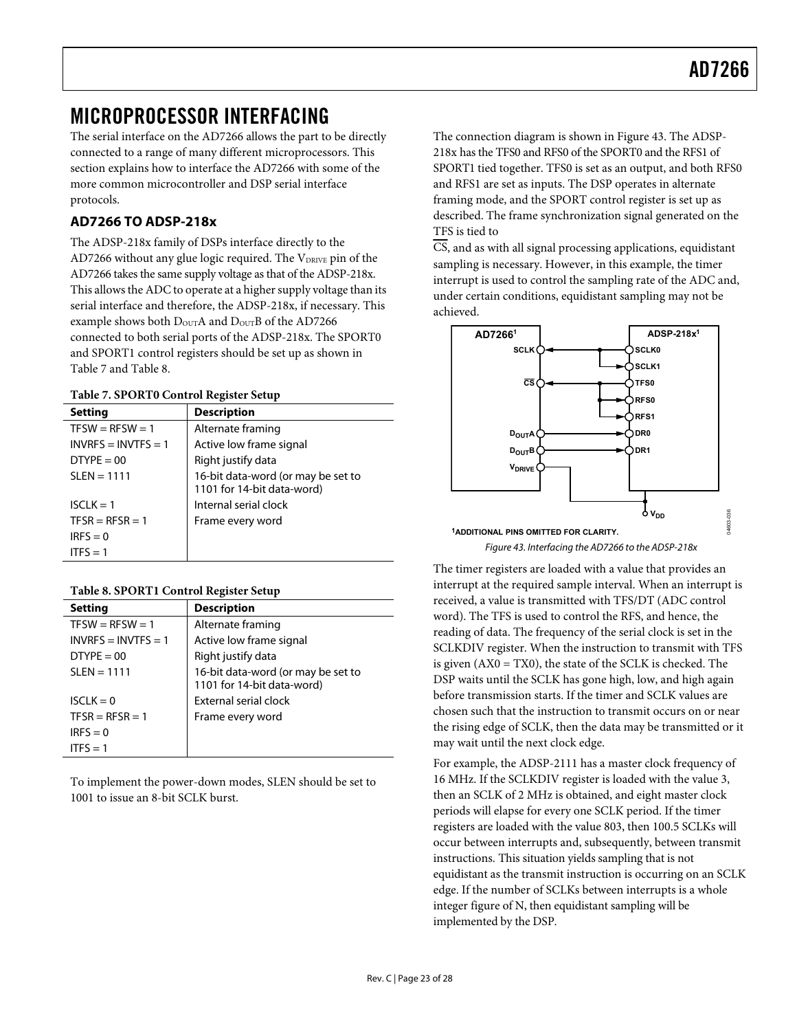# MICROPROCESSOR INTERFACING

The serial interface on the AD7266 allows the part to be directly connected to a range of many different microprocessors. This section explains how to interface the AD7266 with some of the more common microcontroller and DSP serial interface protocols.

## AD7266 TO ADSP-218x

The ADSP-218x family of DSPs interface directly to the AD7266 without any glue logic required. The $V_{DRIVE}$ pin of the AD7266 takes the same supply voltage as that of the ADSP-218x. This allows the ADC to operate at a higher supply voltage than its serial interface and therefore, the ADSP-218x, if necessary. This example shows both $D_{OUT}A$ and $D_{OUT}B$ of the AD7266 connected to both serial ports of the ADSP-218x. The SPORT0 and SPORT1 control registers should be set up as shown in Table 7 and Table 8.

**Table 7. SPORT0 Control Register Setup**

| Setting | Description |
| --- | --- |
| TFSW = RFSW = 1 | Alternate framing |
| INVRFS = INVTFS = 1 | Active low frame signal |
| DTYPE = 00 | Right justify data |
| SLEN = 1111 | 16-bit data-word (or may be set to 1101 for 14-bit data-word) |
| ISCLK = 1 | Internal serial clock |
| TFSR = RFSR = 1 | Frame every word |
| IRFS = 0 | |
| ITFS = 1 | |

**Table 8. SPORT1 Control Register Setup**

| Setting | Description |
| --- | --- |
| TFSW = RFSW = 1 | Alternate framing |
| INVRFS = INVTFS = 1 | Active low frame signal |
| DTYPE = 00 | Right justify data |
| SLEN = 1111 | 16-bit data-word (or may be set to 1101 for 14-bit data-word) |
| ISCLK = 0 | External serial clock |
| TFSR = RFSR = 1 | Frame every word |
| IRFS = 0 | |
| ITFS = 1 | |

To implement the power-down modes, SLEN should be set to 1001 to issue an 8-bit SCLK burst.

The connection diagram is shown in Figure 43. The ADSP-218x has the TFS0 and RFS0 of the SPORT0 and the RFS1 of SPORT1 tied together. TFS0 is set as an output, and both RFS0 and RFS1 are set as inputs. The DSP operates in alternate framing mode, and the SPORT control register is set up as described. The frame synchronization signal generated on the TFS is tied to $\overline{CS}$, and as with all signal processing applications, equidistant sampling is necessary. However, in this example, the timer interrupt is used to control the sampling rate of the ADC and, under certain conditions, equidistant sampling may not be achieved.

AD7266[1] — SCLK → SCLK0, SCLK1; $\overline{CS}$ → TFS0, RFS0, RFS1; $D_{OUT}A$ → DR0; $D_{OUT}B$ → DR1; $V_{DRIVE}$ → $V_{DD}$ — ADSP-218x[1]

[1]ADDITIONAL PINS OMITTED FOR CLARITY.

*Figure 43. Interfacing the AD7266 to the ADSP-218x*

The timer registers are loaded with a value that provides an interrupt at the required sample interval. When an interrupt is received, a value is transmitted with TFS/DT (ADC control word). The TFS is used to control the RFS, and hence, the reading of data. The frequency of the serial clock is set in the SCLKDIV register. When the instruction to transmit with TFS is given (AX0 = TX0), the state of the SCLK is checked. The DSP waits until the SCLK has gone high, low, and high again before transmission starts. If the timer and SCLK values are chosen such that the instruction to transmit occurs on or near the rising edge of SCLK, then the data may be transmitted or it may wait until the next clock edge.

For example, the ADSP-2111 has a master clock frequency of 16 MHz. If the SCLKDIV register is loaded with the value 3, then an SCLK of 2 MHz is obtained, and eight master clock periods will elapse for every one SCLK period. If the timer registers are loaded with the value 803, then 100.5 SCLKs will occur between interrupts and, subsequently, between transmit instructions. This situation yields sampling that is not equidistant as the transmit instruction is occurring on an SCLK edge. If the number of SCLKs between interrupts is a whole integer figure of N, then equidistant sampling will be implemented by the DSP.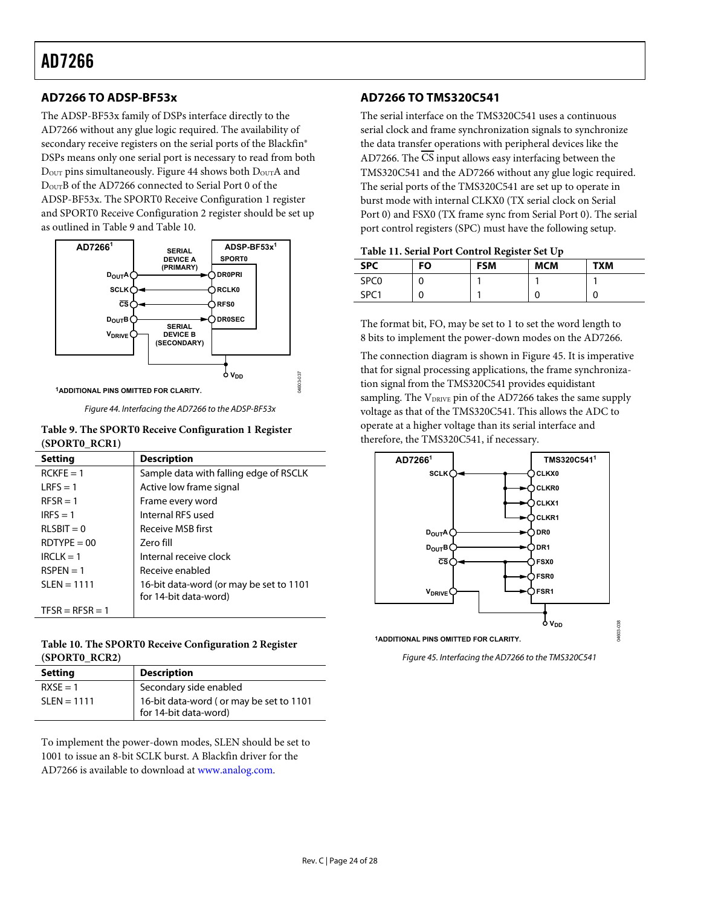## AD7266 TO ADSP-BF53x

The ADSP-BF53x family of DSPs interface directly to the AD7266 without any glue logic required. The availability of secondary receive registers on the serial ports of the Blackfin® DSPs means only one serial port is necessary to read from both $D_{OUT}$ pins simultaneously. Figure 44 shows both $D_{OUT}$A and $D_{OUT}$B of the AD7266 connected to Serial Port 0 of the ADSP-BF53x. The SPORT0 Receive Configuration 1 register and SPORT0 Receive Configuration 2 register should be set up as outlined in Table 9 and Table 10.

Figure 44. Interfacing the AD7266 to the ADSP-BF53x

**Table 9. The SPORT0 Receive Configuration 1 Register (SPORT0_RCR1)**

| Setting | Description |
|---|---|
| RCKFE = 1 | Sample data with falling edge of RSCLK |
| LRFS = 1 | Active low frame signal |
| RFSR = 1 | Frame every word |
| IRFS = 1 | Internal RFS used |
| RLSBIT = 0 | Receive MSB first |
| RDTYPE = 00 | Zero fill |
| IRCLK = 1 | Internal receive clock |
| RSPEN = 1 | Receive enabled |
| SLEN = 1111 | 16-bit data-word (or may be set to 1101 for 14-bit data-word) |
| TFSR = RFSR = 1 | |

**Table 10. The SPORT0 Receive Configuration 2 Register (SPORT0_RCR2)**

| Setting | Description |
|---|---|
| RXSE = 1 | Secondary side enabled |
| SLEN = 1111 | 16-bit data-word ( or may be set to 1101 for 14-bit data-word) |

To implement the power-down modes, SLEN should be set to 1001 to issue an 8-bit SCLK burst. A Blackfin driver for the AD7266 is available to download at www.analog.com.

## AD7266 TO TMS320C541

The serial interface on the TMS320C541 uses a continuous serial clock and frame synchronization signals to synchronize the data transfer operations with peripheral devices like the AD7266. The $\overline{CS}$ input allows easy interfacing between the TMS320C541 and the AD7266 without any glue logic required. The serial ports of the TMS320C541 are set up to operate in burst mode with internal CLKX0 (TX serial clock on Serial Port 0) and FSX0 (TX frame sync from Serial Port 0). The serial port control registers (SPC) must have the following setup.

**Table 11. Serial Port Control Register Set Up**

| SPC | FO | FSM | MCM | TXM |
|---|---|---|---|---|
| SPC0 | 0 | 1 | 1 | 1 |
| SPC1 | 0 | 1 | 0 | 0 |

The format bit, FO, may be set to 1 to set the word length to 8 bits to implement the power-down modes on the AD7266.

The connection diagram is shown in Figure 45. It is imperative that for signal processing applications, the frame synchronization signal from the TMS320C541 provides equidistant sampling. The $V_{DRIVE}$ pin of the AD7266 takes the same supply voltage as that of the TMS320C541. This allows the ADC to operate at a higher voltage than its serial interface and therefore, the TMS320C541, if necessary.

Figure 45. Interfacing the AD7266 to the TMS320C541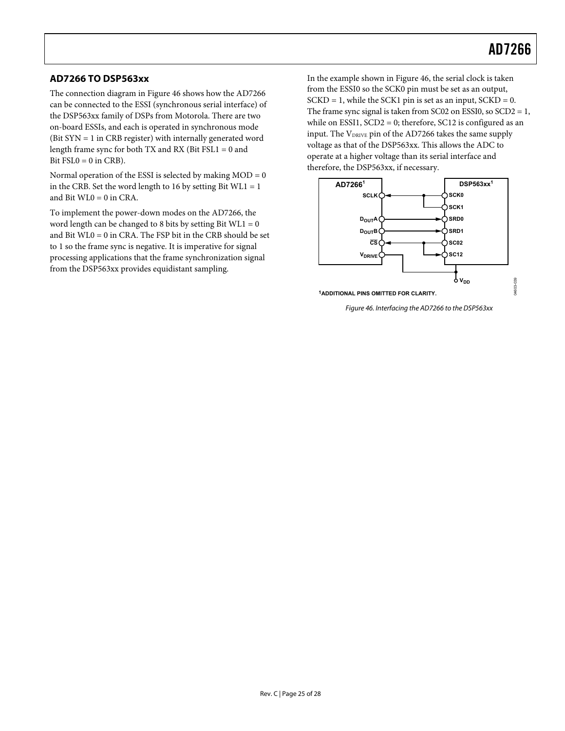## AD7266 TO DSP563xx

The connection diagram in Figure 46 shows how the AD7266 can be connected to the ESSI (synchronous serial interface) of the DSP563xx family of DSPs from Motorola. There are two on-board ESSIs, and each is operated in synchronous mode (Bit SYN = 1 in CRB register) with internally generated word length frame sync for both TX and RX (Bit FSL1 = 0 and Bit FSL0 = 0 in CRB).

Normal operation of the ESSI is selected by making MOD = 0 in the CRB. Set the word length to 16 by setting Bit WL1 = 1 and Bit WL0 = 0 in CRA.

To implement the power-down modes on the AD7266, the word length can be changed to 8 bits by setting Bit WL1 = 0 and Bit WL0 = 0 in CRA. The FSP bit in the CRB should be set to 1 so the frame sync is negative. It is imperative for signal processing applications that the frame synchronization signal from the DSP563xx provides equidistant sampling.

In the example shown in Figure 46, the serial clock is taken from the ESSI0 so the SCK0 pin must be set as an output, SCKD = 1, while the SCK1 pin is set as an input, SCKD = 0. The frame sync signal is taken from SC02 on ESSI0, so SCD2 = 1, while on ESSI1, SCD2 = 0; therefore, SC12 is configured as an input. The $V_{DRIVE}$ pin of the AD7266 takes the same supply voltage as that of the DSP563xx. This allows the ADC to operate at a higher voltage than its serial interface and therefore, the DSP563xx, if necessary.

Figure 46. Interfacing the AD7266 to the DSP563xx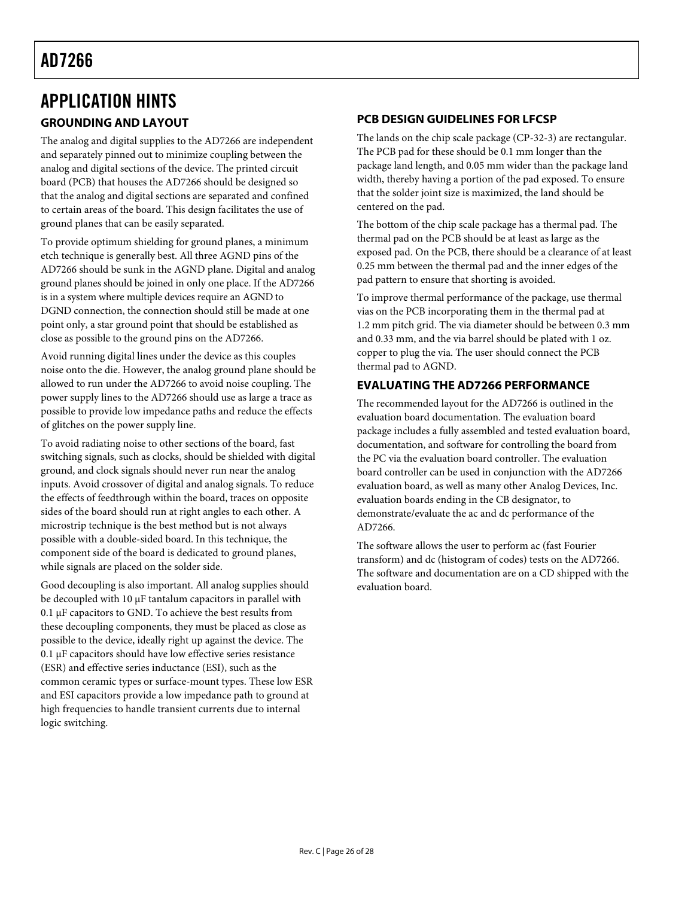# APPLICATION HINTS

## GROUNDING AND LAYOUT

The analog and digital supplies to the AD7266 are independent and separately pinned out to minimize coupling between the analog and digital sections of the device. The printed circuit board (PCB) that houses the AD7266 should be designed so that the analog and digital sections are separated and confined to certain areas of the board. This design facilitates the use of ground planes that can be easily separated.

To provide optimum shielding for ground planes, a minimum etch technique is generally best. All three AGND pins of the AD7266 should be sunk in the AGND plane. Digital and analog ground planes should be joined in only one place. If the AD7266 is in a system where multiple devices require an AGND to DGND connection, the connection should still be made at one point only, a star ground point that should be established as close as possible to the ground pins on the AD7266.

Avoid running digital lines under the device as this couples noise onto the die. However, the analog ground plane should be allowed to run under the AD7266 to avoid noise coupling. The power supply lines to the AD7266 should use as large a trace as possible to provide low impedance paths and reduce the effects of glitches on the power supply line.

To avoid radiating noise to other sections of the board, fast switching signals, such as clocks, should be shielded with digital ground, and clock signals should never run near the analog inputs. Avoid crossover of digital and analog signals. To reduce the effects of feedthrough within the board, traces on opposite sides of the board should run at right angles to each other. A microstrip technique is the best method but is not always possible with a double-sided board. In this technique, the component side of the board is dedicated to ground planes, while signals are placed on the solder side.

Good decoupling is also important. All analog supplies should be decoupled with 10 μF tantalum capacitors in parallel with 0.1 μF capacitors to GND. To achieve the best results from these decoupling components, they must be placed as close as possible to the device, ideally right up against the device. The 0.1 μF capacitors should have low effective series resistance (ESR) and effective series inductance (ESI), such as the common ceramic types or surface-mount types. These low ESR and ESI capacitors provide a low impedance path to ground at high frequencies to handle transient currents due to internal logic switching.

## PCB DESIGN GUIDELINES FOR LFCSP

The lands on the chip scale package (CP-32-3) are rectangular. The PCB pad for these should be 0.1 mm longer than the package land length, and 0.05 mm wider than the package land width, thereby having a portion of the pad exposed. To ensure that the solder joint size is maximized, the land should be centered on the pad.

The bottom of the chip scale package has a thermal pad. The thermal pad on the PCB should be at least as large as the exposed pad. On the PCB, there should be a clearance of at least 0.25 mm between the thermal pad and the inner edges of the pad pattern to ensure that shorting is avoided.

To improve thermal performance of the package, use thermal vias on the PCB incorporating them in the thermal pad at 1.2 mm pitch grid. The via diameter should be between 0.3 mm and 0.33 mm, and the via barrel should be plated with 1 oz. copper to plug the via. The user should connect the PCB thermal pad to AGND.

## EVALUATING THE AD7266 PERFORMANCE

The recommended layout for the AD7266 is outlined in the evaluation board documentation. The evaluation board package includes a fully assembled and tested evaluation board, documentation, and software for controlling the board from the PC via the evaluation board controller. The evaluation board controller can be used in conjunction with the AD7266 evaluation board, as well as many other Analog Devices, Inc. evaluation boards ending in the CB designator, to demonstrate/evaluate the ac and dc performance of the AD7266.

The software allows the user to perform ac (fast Fourier transform) and dc (histogram of codes) tests on the AD7266. The software and documentation are on a CD shipped with the evaluation board.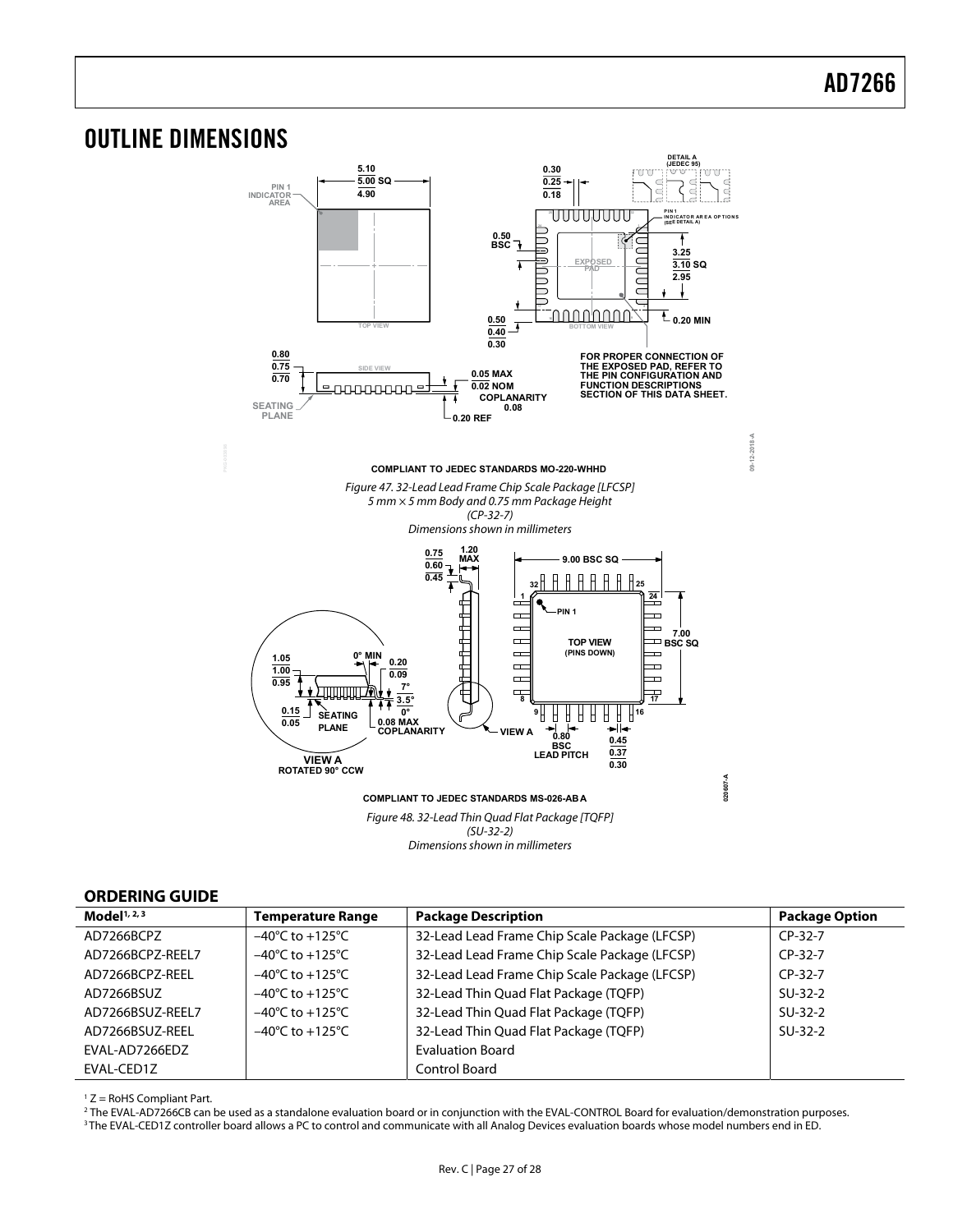# OUTLINE DIMENSIONS

COMPLIANT TO JEDEC STANDARDS MO-220-WHHD

*Figure 47. 32-Lead Lead Frame Chip Scale Package [LFCSP]*
*5 mm × 5 mm Body and 0.75 mm Package Height*
*(CP-32-7)*
*Dimensions shown in millimeters*

COMPLIANT TO JEDEC STANDARDS MS-026-ABA

*Figure 48. 32-Lead Thin Quad Flat Package [TQFP]*
*(SU-32-2)*
*Dimensions shown in millimeters*

## ORDERING GUIDE

| Model[1, 2, 3] | Temperature Range | Package Description | Package Option |
|---|---|---|---|
| AD7266BCPZ | −40°C to +125°C | 32-Lead Lead Frame Chip Scale Package (LFCSP) | CP-32-7 |
| AD7266BCPZ-REEL7 | −40°C to +125°C | 32-Lead Lead Frame Chip Scale Package (LFCSP) | CP-32-7 |
| AD7266BCPZ-REEL | −40°C to +125°C | 32-Lead Lead Frame Chip Scale Package (LFCSP) | CP-32-7 |
| AD7266BSUZ | −40°C to +125°C | 32-Lead Thin Quad Flat Package (TQFP) | SU-32-2 |
| AD7266BSUZ-REEL7 | −40°C to +125°C | 32-Lead Thin Quad Flat Package (TQFP) | SU-32-2 |
| AD7266BSUZ-REEL | −40°C to +125°C | 32-Lead Thin Quad Flat Package (TQFP) | SU-32-2 |
| EVAL-AD7266EDZ | | Evaluation Board | |
| EVAL-CED1Z | | Control Board | |

[1] Z = RoHS Compliant Part.

[2] The EVAL-AD7266CB can be used as a standalone evaluation board or in conjunction with the EVAL-CONTROL Board for evaluation/demonstration purposes.

[3] The EVAL-CED1Z controller board allows a PC to control and communicate with all Analog Devices evaluation boards whose model numbers end in ED.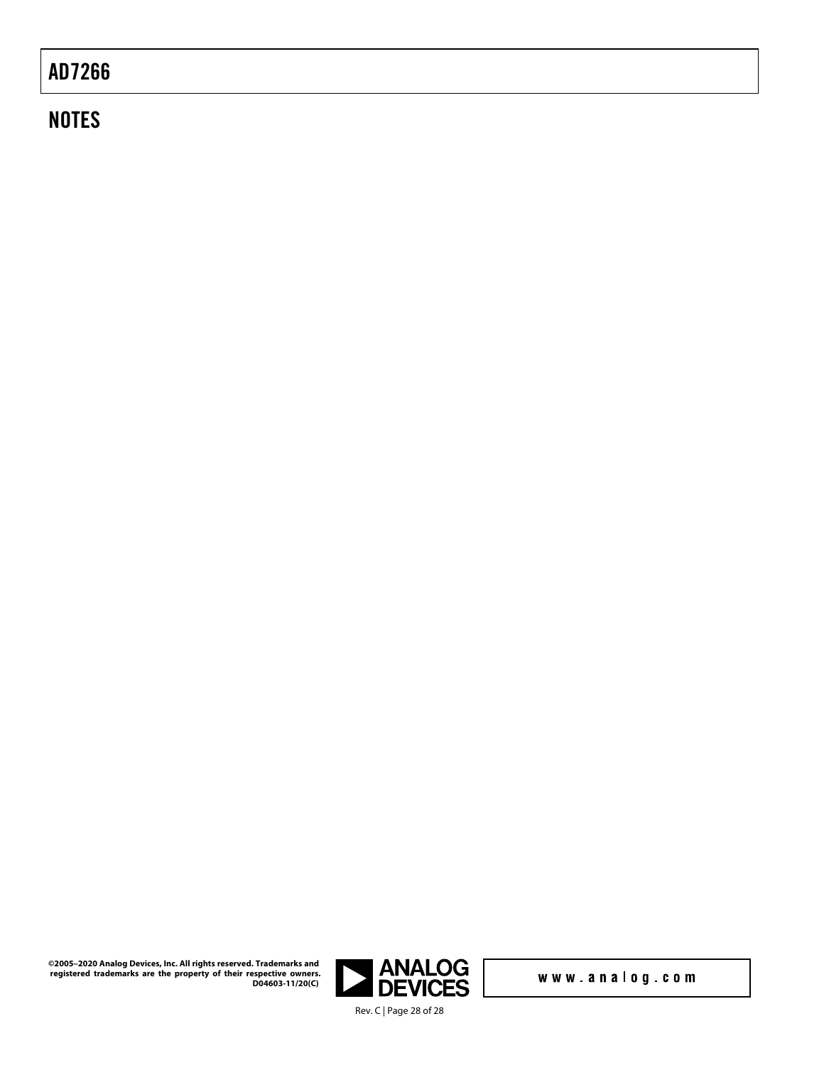## NOTES

©2005–2020 Analog Devices, Inc. All rights reserved. Trademarks and registered trademarks are the property of their respective owners.
D04603-11/20(C)

www.analog.com